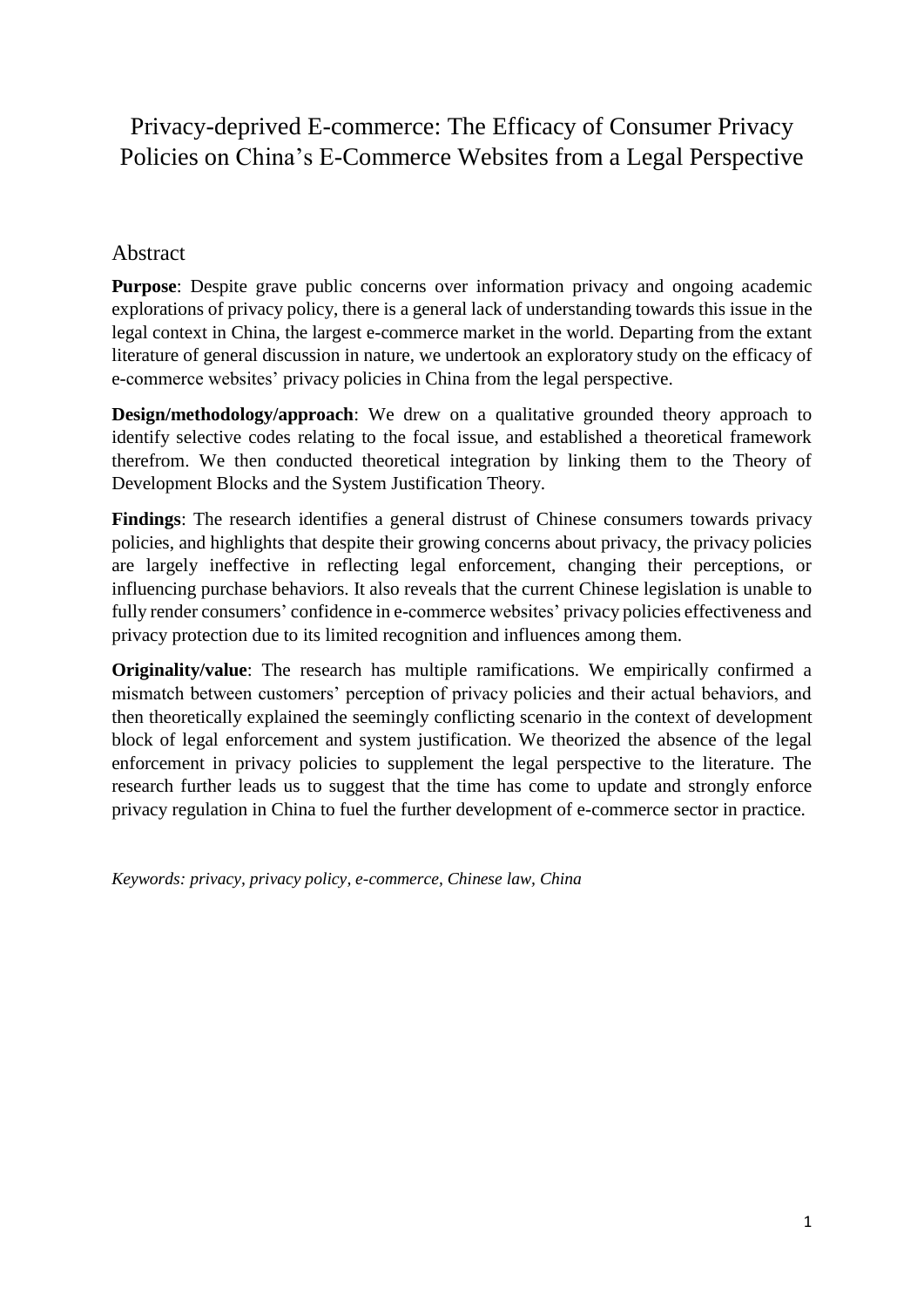# Privacy-deprived E-commerce: The Efficacy of Consumer Privacy Policies on China's E-Commerce Websites from a Legal Perspective

## Abstract

**Purpose**: Despite grave public concerns over information privacy and ongoing academic explorations of privacy policy, there is a general lack of understanding towards this issue in the legal context in China, the largest e-commerce market in the world. Departing from the extant literature of general discussion in nature, we undertook an exploratory study on the efficacy of e-commerce websites' privacy policies in China from the legal perspective.

**Design/methodology/approach**: We drew on a qualitative grounded theory approach to identify selective codes relating to the focal issue, and established a theoretical framework therefrom. We then conducted theoretical integration by linking them to the Theory of Development Blocks and the System Justification Theory.

**Findings**: The research identifies a general distrust of Chinese consumers towards privacy policies, and highlights that despite their growing concerns about privacy, the privacy policies are largely ineffective in reflecting legal enforcement, changing their perceptions, or influencing purchase behaviors. It also reveals that the current Chinese legislation is unable to fully render consumers' confidence in e-commerce websites' privacy policies effectiveness and privacy protection due to its limited recognition and influences among them.

**Originality/value**: The research has multiple ramifications. We empirically confirmed a mismatch between customers' perception of privacy policies and their actual behaviors, and then theoretically explained the seemingly conflicting scenario in the context of development block of legal enforcement and system justification. We theorized the absence of the legal enforcement in privacy policies to supplement the legal perspective to the literature. The research further leads us to suggest that the time has come to update and strongly enforce privacy regulation in China to fuel the further development of e-commerce sector in practice.

*Keywords: privacy, privacy policy, e-commerce, Chinese law, China*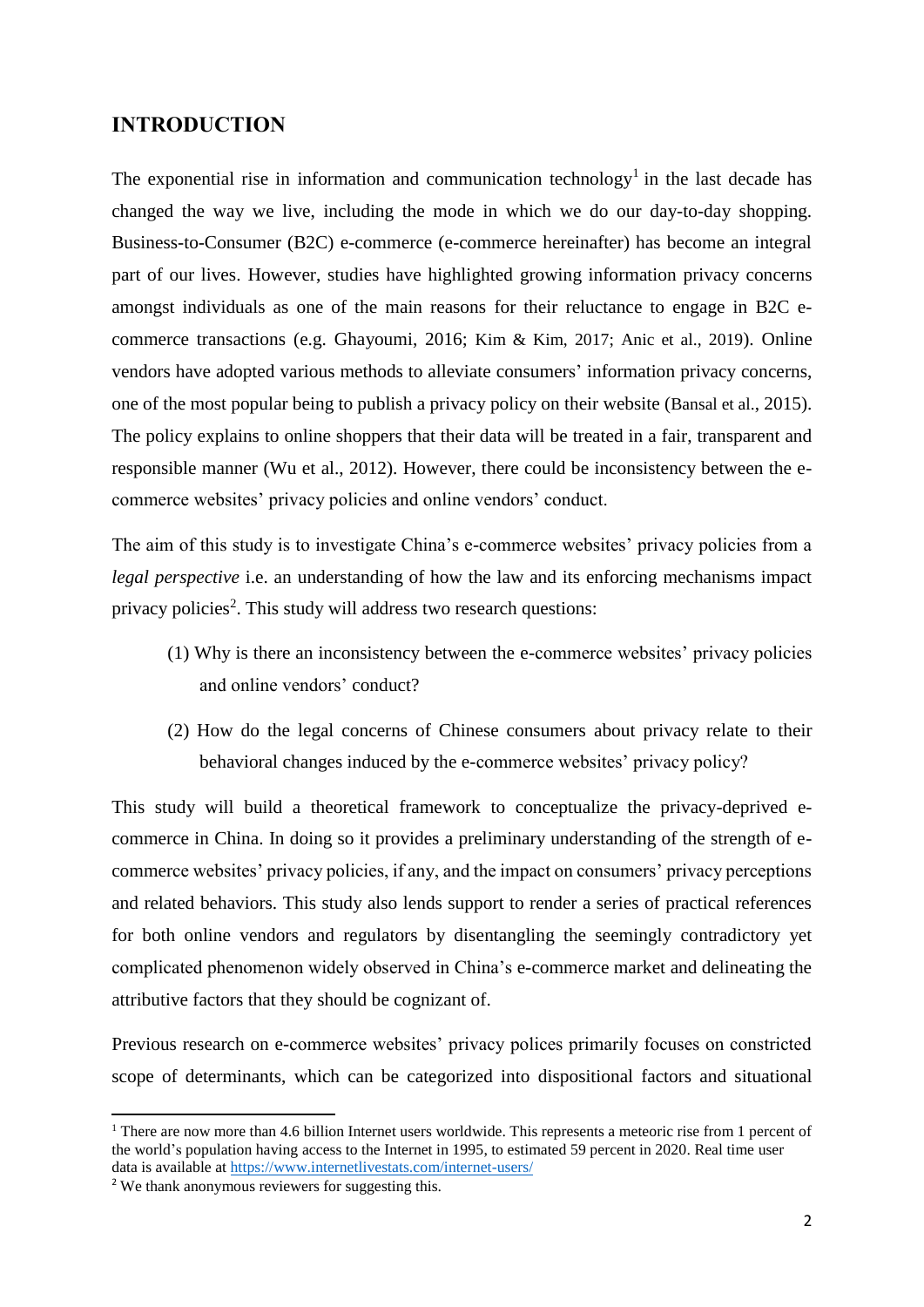## INTRODUCTION

The exponential rise in information and communication technology[1] in the last decade has changed the way we live, including the mode in which we do our day-to-day shopping. Business-to-Consumer (B2C) e-commerce (e-commerce hereinafter) has become an integral part of our lives. However, studies have highlighted growing information privacy concerns amongst individuals as one of the main reasons for their reluctance to engage in B2C e-commerce transactions (e.g. Ghayoumi, 2016; Kim & Kim, 2017; Anic et al., 2019). Online vendors have adopted various methods to alleviate consumers' information privacy concerns, one of the most popular being to publish a privacy policy on their website (Bansal et al., 2015). The policy explains to online shoppers that their data will be treated in a fair, transparent and responsible manner (Wu et al., 2012). However, there could be inconsistency between the e-commerce websites' privacy policies and online vendors' conduct.

The aim of this study is to investigate China's e-commerce websites' privacy policies from a *legal perspective* i.e. an understanding of how the law and its enforcing mechanisms impact privacy policies[2]. This study will address two research questions:

(1) Why is there an inconsistency between the e-commerce websites' privacy policies and online vendors' conduct?

(2) How do the legal concerns of Chinese consumers about privacy relate to their behavioral changes induced by the e-commerce websites' privacy policy?

This study will build a theoretical framework to conceptualize the privacy-deprived e-commerce in China. In doing so it provides a preliminary understanding of the strength of e-commerce websites' privacy policies, if any, and the impact on consumers' privacy perceptions and related behaviors. This study also lends support to render a series of practical references for both online vendors and regulators by disentangling the seemingly contradictory yet complicated phenomenon widely observed in China's e-commerce market and delineating the attributive factors that they should be cognizant of.

Previous research on e-commerce websites' privacy polices primarily focuses on constricted scope of determinants, which can be categorized into dispositional factors and situational

---

[1] There are now more than 4.6 billion Internet users worldwide. This represents a meteoric rise from 1 percent of the world's population having access to the Internet in 1995, to estimated 59 percent in 2020. Real time user data is available at https://www.internetlivestats.com/internet-users/

[2] We thank anonymous reviewers for suggesting this.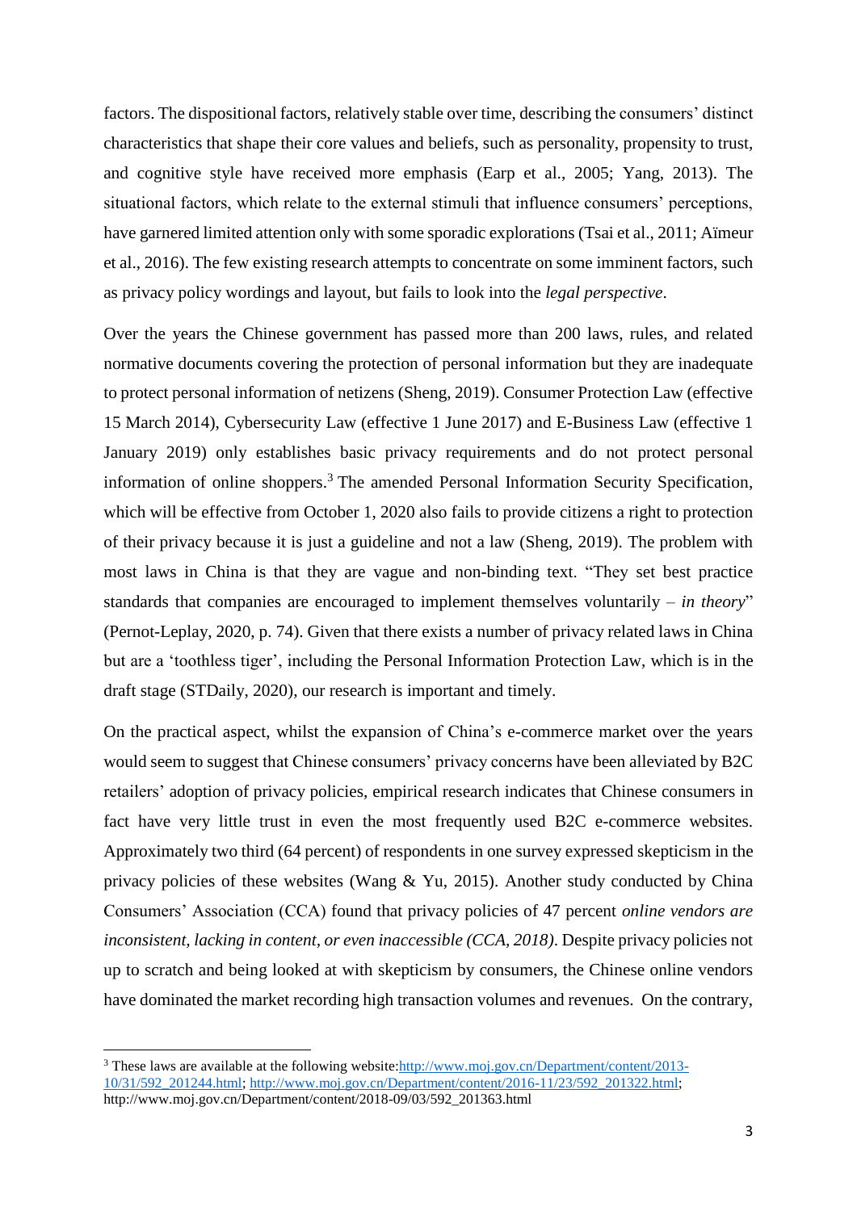factors. The dispositional factors, relatively stable over time, describing the consumers' distinct characteristics that shape their core values and beliefs, such as personality, propensity to trust, and cognitive style have received more emphasis (Earp et al., 2005; Yang, 2013). The situational factors, which relate to the external stimuli that influence consumers' perceptions, have garnered limited attention only with some sporadic explorations (Tsai et al., 2011; Aïmeur et al., 2016). The few existing research attempts to concentrate on some imminent factors, such as privacy policy wordings and layout, but fails to look into the *legal perspective*.

Over the years the Chinese government has passed more than 200 laws, rules, and related normative documents covering the protection of personal information but they are inadequate to protect personal information of netizens (Sheng, 2019). Consumer Protection Law (effective 15 March 2014), Cybersecurity Law (effective 1 June 2017) and E-Business Law (effective 1 January 2019) only establishes basic privacy requirements and do not protect personal information of online shoppers.[3] The amended Personal Information Security Specification, which will be effective from October 1, 2020 also fails to provide citizens a right to protection of their privacy because it is just a guideline and not a law (Sheng, 2019). The problem with most laws in China is that they are vague and non-binding text. "They set best practice standards that companies are encouraged to implement themselves voluntarily – *in theory*" (Pernot-Leplay, 2020, p. 74). Given that there exists a number of privacy related laws in China but are a 'toothless tiger', including the Personal Information Protection Law, which is in the draft stage (STDaily, 2020), our research is important and timely.

On the practical aspect, whilst the expansion of China's e-commerce market over the years would seem to suggest that Chinese consumers' privacy concerns have been alleviated by B2C retailers' adoption of privacy policies, empirical research indicates that Chinese consumers in fact have very little trust in even the most frequently used B2C e-commerce websites. Approximately two third (64 percent) of respondents in one survey expressed skepticism in the privacy policies of these websites (Wang & Yu, 2015). Another study conducted by China Consumers' Association (CCA) found that privacy policies of 47 percent *online vendors are inconsistent, lacking in content, or even inaccessible (CCA, 2018)*. Despite privacy policies not up to scratch and being looked at with skepticism by consumers, the Chinese online vendors have dominated the market recording high transaction volumes and revenues. On the contrary,

---

[3] These laws are available at the following website:http://www.moj.gov.cn/Department/content/2013-10/31/592_201244.html; http://www.moj.gov.cn/Department/content/2016-11/23/592_201322.html; http://www.moj.gov.cn/Department/content/2018-09/03/592_201363.html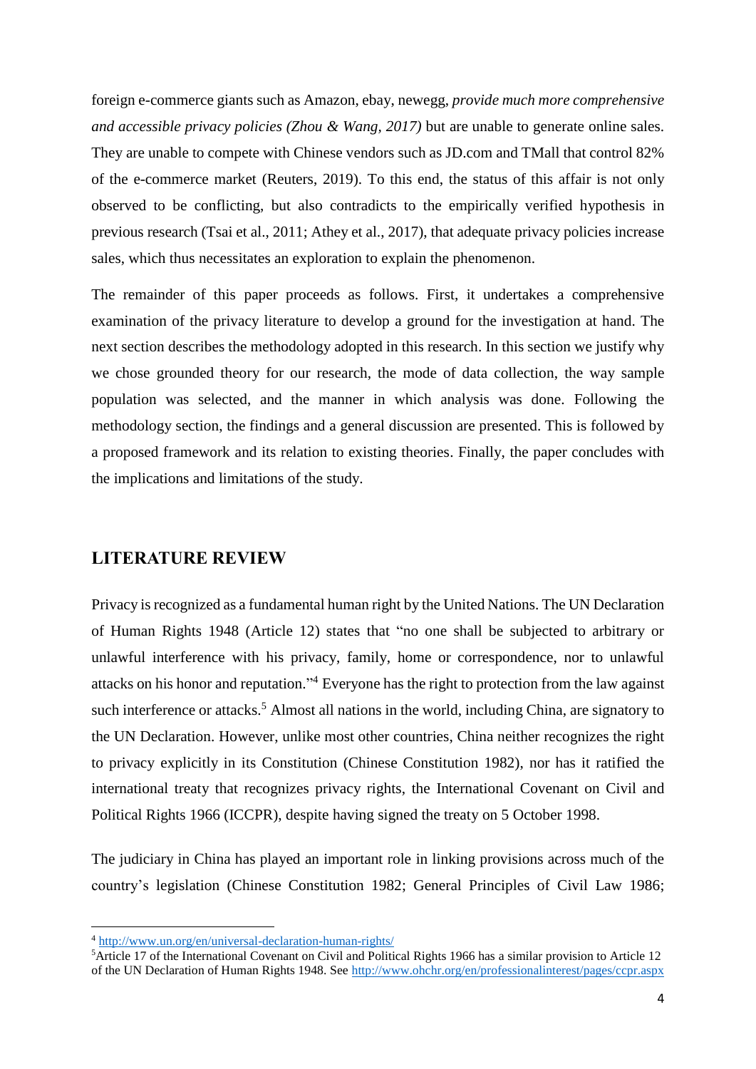foreign e-commerce giants such as Amazon, ebay, newegg, *provide much more comprehensive and accessible privacy policies (Zhou & Wang, 2017)* but are unable to generate online sales. They are unable to compete with Chinese vendors such as JD.com and TMall that control 82% of the e-commerce market (Reuters, 2019). To this end, the status of this affair is not only observed to be conflicting, but also contradicts to the empirically verified hypothesis in previous research (Tsai et al., 2011; Athey et al., 2017), that adequate privacy policies increase sales, which thus necessitates an exploration to explain the phenomenon.

The remainder of this paper proceeds as follows. First, it undertakes a comprehensive examination of the privacy literature to develop a ground for the investigation at hand. The next section describes the methodology adopted in this research. In this section we justify why we chose grounded theory for our research, the mode of data collection, the way sample population was selected, and the manner in which analysis was done. Following the methodology section, the findings and a general discussion are presented. This is followed by a proposed framework and its relation to existing theories. Finally, the paper concludes with the implications and limitations of the study.

## LITERATURE REVIEW

Privacy is recognized as a fundamental human right by the United Nations. The UN Declaration of Human Rights 1948 (Article 12) states that "no one shall be subjected to arbitrary or unlawful interference with his privacy, family, home or correspondence, nor to unlawful attacks on his honor and reputation."[4] Everyone has the right to protection from the law against such interference or attacks.[5] Almost all nations in the world, including China, are signatory to the UN Declaration. However, unlike most other countries, China neither recognizes the right to privacy explicitly in its Constitution (Chinese Constitution 1982), nor has it ratified the international treaty that recognizes privacy rights, the International Covenant on Civil and Political Rights 1966 (ICCPR), despite having signed the treaty on 5 October 1998.

The judiciary in China has played an important role in linking provisions across much of the country's legislation (Chinese Constitution 1982; General Principles of Civil Law 1986;

---

[4] http://www.un.org/en/universal-declaration-human-rights/

[5] Article 17 of the International Covenant on Civil and Political Rights 1966 has a similar provision to Article 12 of the UN Declaration of Human Rights 1948. See http://www.ohchr.org/en/professionalinterest/pages/ccpr.aspx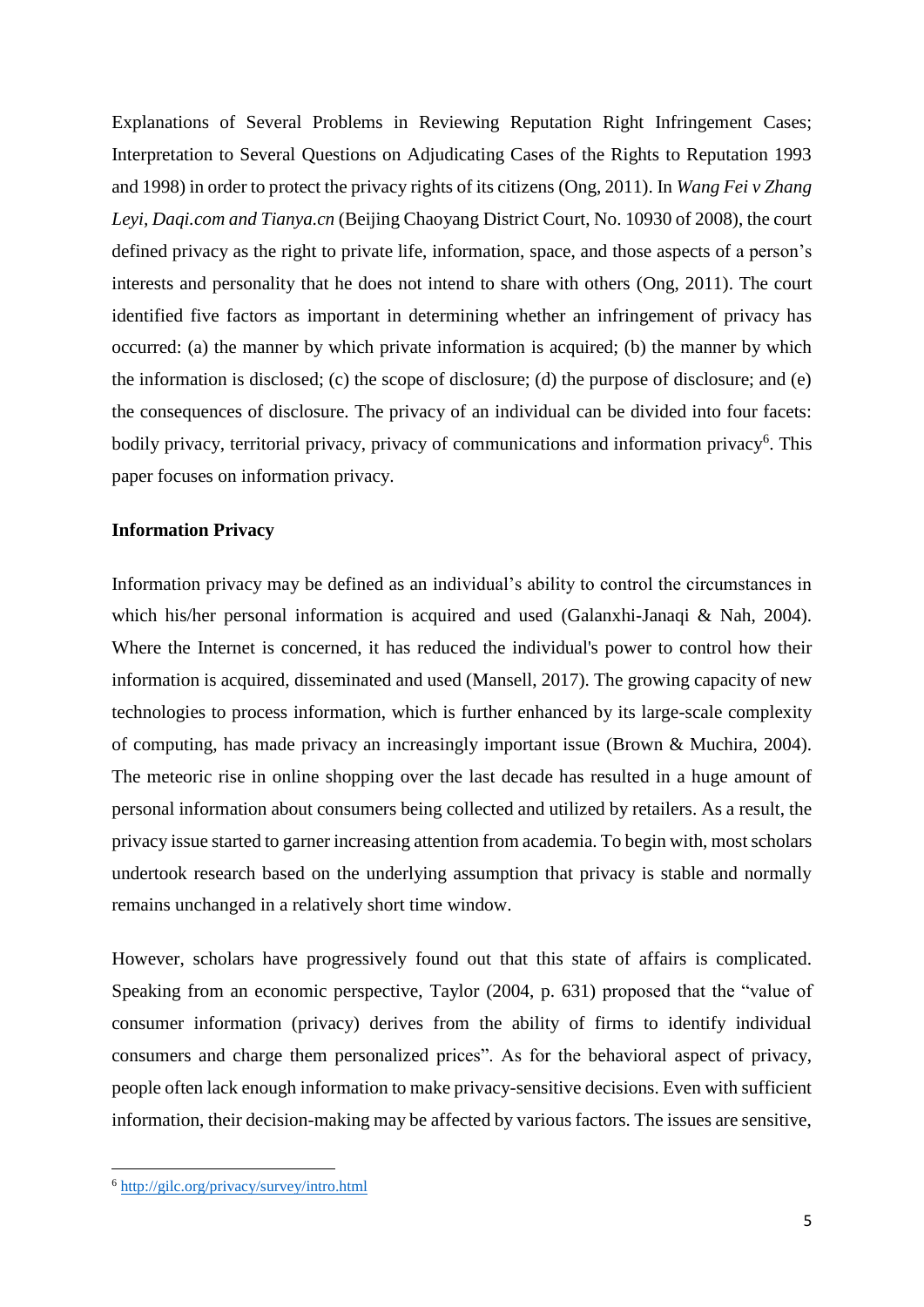Explanations of Several Problems in Reviewing Reputation Right Infringement Cases; Interpretation to Several Questions on Adjudicating Cases of the Rights to Reputation 1993 and 1998) in order to protect the privacy rights of its citizens (Ong, 2011). In *Wang Fei v Zhang Leyi, Daqi.com and Tianya.cn* (Beijing Chaoyang District Court, No. 10930 of 2008), the court defined privacy as the right to private life, information, space, and those aspects of a person's interests and personality that he does not intend to share with others (Ong, 2011). The court identified five factors as important in determining whether an infringement of privacy has occurred: (a) the manner by which private information is acquired; (b) the manner by which the information is disclosed; (c) the scope of disclosure; (d) the purpose of disclosure; and (e) the consequences of disclosure. The privacy of an individual can be divided into four facets: bodily privacy, territorial privacy, privacy of communications and information privacy[6]. This paper focuses on information privacy.

**Information Privacy**

Information privacy may be defined as an individual's ability to control the circumstances in which his/her personal information is acquired and used (Galanxhi-Janaqi & Nah, 2004). Where the Internet is concerned, it has reduced the individual's power to control how their information is acquired, disseminated and used (Mansell, 2017). The growing capacity of new technologies to process information, which is further enhanced by its large-scale complexity of computing, has made privacy an increasingly important issue (Brown & Muchira, 2004). The meteoric rise in online shopping over the last decade has resulted in a huge amount of personal information about consumers being collected and utilized by retailers. As a result, the privacy issue started to garner increasing attention from academia. To begin with, most scholars undertook research based on the underlying assumption that privacy is stable and normally remains unchanged in a relatively short time window.

However, scholars have progressively found out that this state of affairs is complicated. Speaking from an economic perspective, Taylor (2004, p. 631) proposed that the "value of consumer information (privacy) derives from the ability of firms to identify individual consumers and charge them personalized prices". As for the behavioral aspect of privacy, people often lack enough information to make privacy-sensitive decisions. Even with sufficient information, their decision-making may be affected by various factors. The issues are sensitive,

[6] http://gilc.org/privacy/survey/intro.html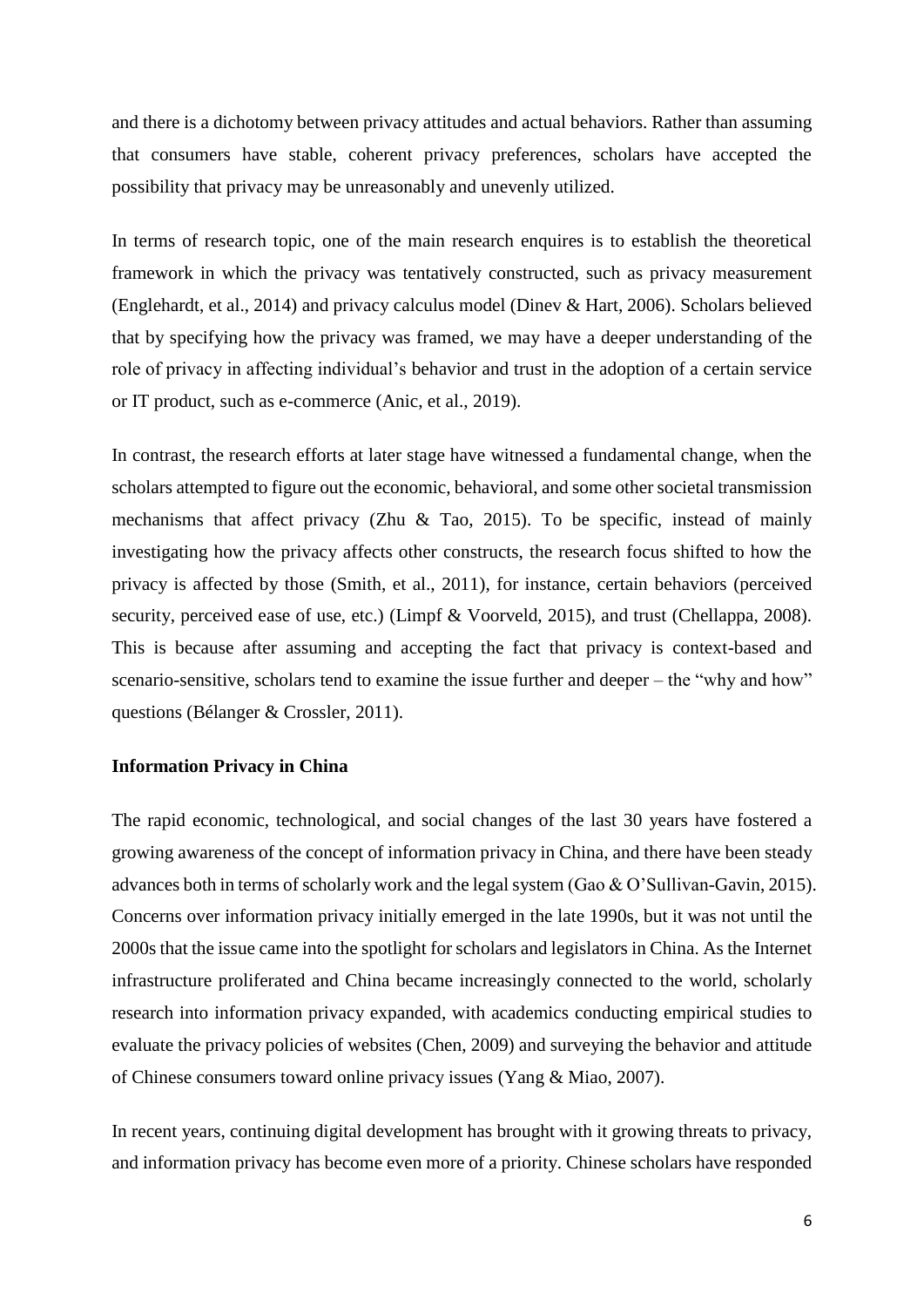and there is a dichotomy between privacy attitudes and actual behaviors. Rather than assuming that consumers have stable, coherent privacy preferences, scholars have accepted the possibility that privacy may be unreasonably and unevenly utilized.

In terms of research topic, one of the main research enquires is to establish the theoretical framework in which the privacy was tentatively constructed, such as privacy measurement (Englehardt, et al., 2014) and privacy calculus model (Dinev & Hart, 2006). Scholars believed that by specifying how the privacy was framed, we may have a deeper understanding of the role of privacy in affecting individual's behavior and trust in the adoption of a certain service or IT product, such as e-commerce (Anic, et al., 2019).

In contrast, the research efforts at later stage have witnessed a fundamental change, when the scholars attempted to figure out the economic, behavioral, and some other societal transmission mechanisms that affect privacy (Zhu & Tao, 2015). To be specific, instead of mainly investigating how the privacy affects other constructs, the research focus shifted to how the privacy is affected by those (Smith, et al., 2011), for instance, certain behaviors (perceived security, perceived ease of use, etc.) (Limpf & Voorveld, 2015), and trust (Chellappa, 2008). This is because after assuming and accepting the fact that privacy is context-based and scenario-sensitive, scholars tend to examine the issue further and deeper – the "why and how" questions (Bélanger & Crossler, 2011).

**Information Privacy in China**

The rapid economic, technological, and social changes of the last 30 years have fostered a growing awareness of the concept of information privacy in China, and there have been steady advances both in terms of scholarly work and the legal system (Gao & O'Sullivan-Gavin, 2015). Concerns over information privacy initially emerged in the late 1990s, but it was not until the 2000s that the issue came into the spotlight for scholars and legislators in China. As the Internet infrastructure proliferated and China became increasingly connected to the world, scholarly research into information privacy expanded, with academics conducting empirical studies to evaluate the privacy policies of websites (Chen, 2009) and surveying the behavior and attitude of Chinese consumers toward online privacy issues (Yang & Miao, 2007).

In recent years, continuing digital development has brought with it growing threats to privacy, and information privacy has become even more of a priority. Chinese scholars have responded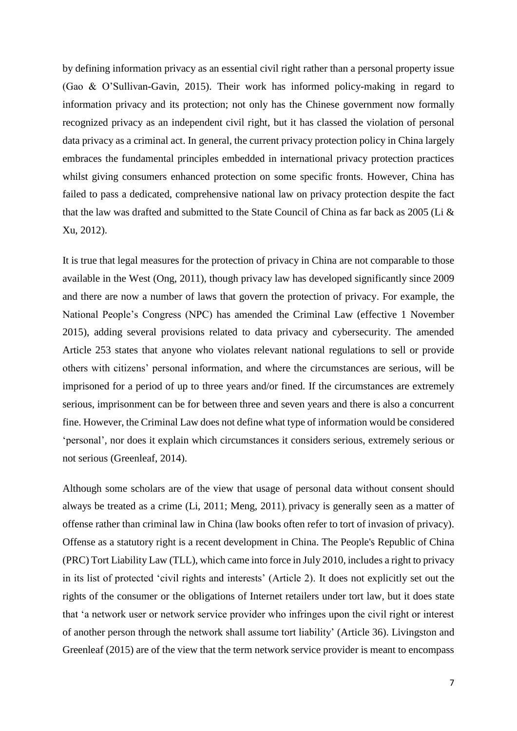by defining information privacy as an essential civil right rather than a personal property issue (Gao & O'Sullivan-Gavin, 2015). Their work has informed policy-making in regard to information privacy and its protection; not only has the Chinese government now formally recognized privacy as an independent civil right, but it has classed the violation of personal data privacy as a criminal act. In general, the current privacy protection policy in China largely embraces the fundamental principles embedded in international privacy protection practices whilst giving consumers enhanced protection on some specific fronts. However, China has failed to pass a dedicated, comprehensive national law on privacy protection despite the fact that the law was drafted and submitted to the State Council of China as far back as 2005 (Li & Xu, 2012).

It is true that legal measures for the protection of privacy in China are not comparable to those available in the West (Ong, 2011), though privacy law has developed significantly since 2009 and there are now a number of laws that govern the protection of privacy. For example, the National People's Congress (NPC) has amended the Criminal Law (effective 1 November 2015), adding several provisions related to data privacy and cybersecurity. The amended Article 253 states that anyone who violates relevant national regulations to sell or provide others with citizens' personal information, and where the circumstances are serious, will be imprisoned for a period of up to three years and/or fined. If the circumstances are extremely serious, imprisonment can be for between three and seven years and there is also a concurrent fine. However, the Criminal Law does not define what type of information would be considered 'personal', nor does it explain which circumstances it considers serious, extremely serious or not serious (Greenleaf, 2014).

Although some scholars are of the view that usage of personal data without consent should always be treated as a crime (Li, 2011; Meng, 2011), privacy is generally seen as a matter of offense rather than criminal law in China (law books often refer to tort of invasion of privacy). Offense as a statutory right is a recent development in China. The People's Republic of China (PRC) Tort Liability Law (TLL), which came into force in July 2010, includes a right to privacy in its list of protected 'civil rights and interests' (Article 2). It does not explicitly set out the rights of the consumer or the obligations of Internet retailers under tort law, but it does state that 'a network user or network service provider who infringes upon the civil right or interest of another person through the network shall assume tort liability' (Article 36). Livingston and Greenleaf (2015) are of the view that the term network service provider is meant to encompass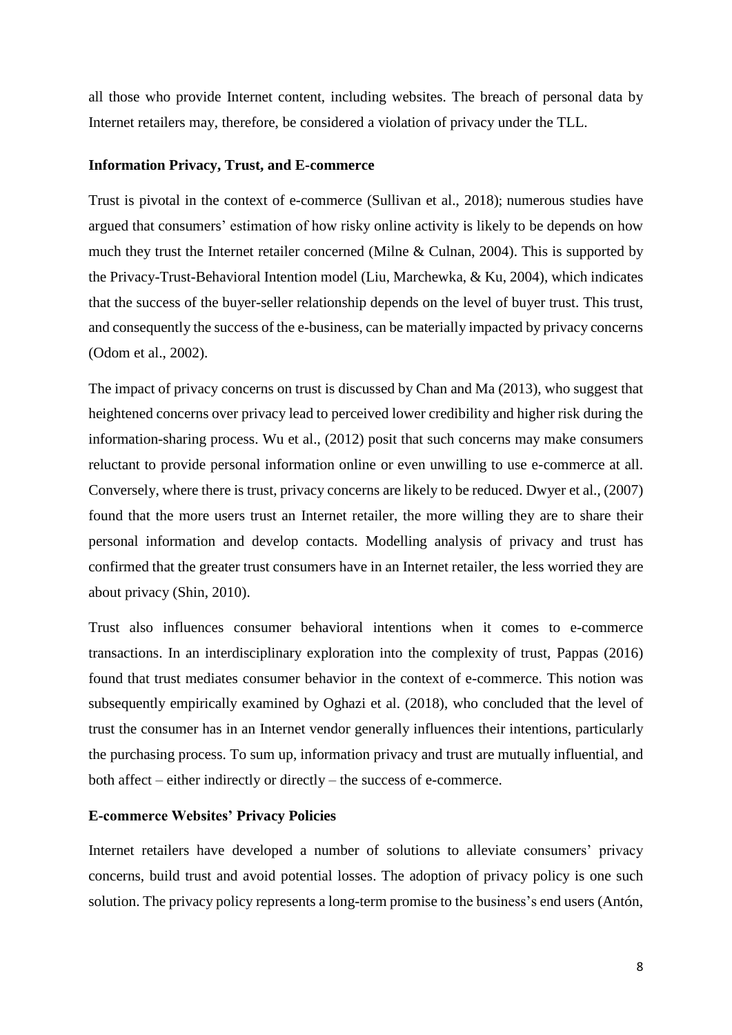all those who provide Internet content, including websites. The breach of personal data by Internet retailers may, therefore, be considered a violation of privacy under the TLL.

### Information Privacy, Trust, and E-commerce

Trust is pivotal in the context of e-commerce (Sullivan et al., 2018); numerous studies have argued that consumers' estimation of how risky online activity is likely to be depends on how much they trust the Internet retailer concerned (Milne & Culnan, 2004). This is supported by the Privacy-Trust-Behavioral Intention model (Liu, Marchewka, & Ku, 2004), which indicates that the success of the buyer-seller relationship depends on the level of buyer trust. This trust, and consequently the success of the e-business, can be materially impacted by privacy concerns (Odom et al., 2002).

The impact of privacy concerns on trust is discussed by Chan and Ma (2013), who suggest that heightened concerns over privacy lead to perceived lower credibility and higher risk during the information-sharing process. Wu et al., (2012) posit that such concerns may make consumers reluctant to provide personal information online or even unwilling to use e-commerce at all. Conversely, where there is trust, privacy concerns are likely to be reduced. Dwyer et al., (2007) found that the more users trust an Internet retailer, the more willing they are to share their personal information and develop contacts. Modelling analysis of privacy and trust has confirmed that the greater trust consumers have in an Internet retailer, the less worried they are about privacy (Shin, 2010).

Trust also influences consumer behavioral intentions when it comes to e-commerce transactions. In an interdisciplinary exploration into the complexity of trust, Pappas (2016) found that trust mediates consumer behavior in the context of e-commerce. This notion was subsequently empirically examined by Oghazi et al. (2018), who concluded that the level of trust the consumer has in an Internet vendor generally influences their intentions, particularly the purchasing process. To sum up, information privacy and trust are mutually influential, and both affect – either indirectly or directly – the success of e-commerce.

### E-commerce Websites' Privacy Policies

Internet retailers have developed a number of solutions to alleviate consumers' privacy concerns, build trust and avoid potential losses. The adoption of privacy policy is one such solution. The privacy policy represents a long-term promise to the business's end users (Antón,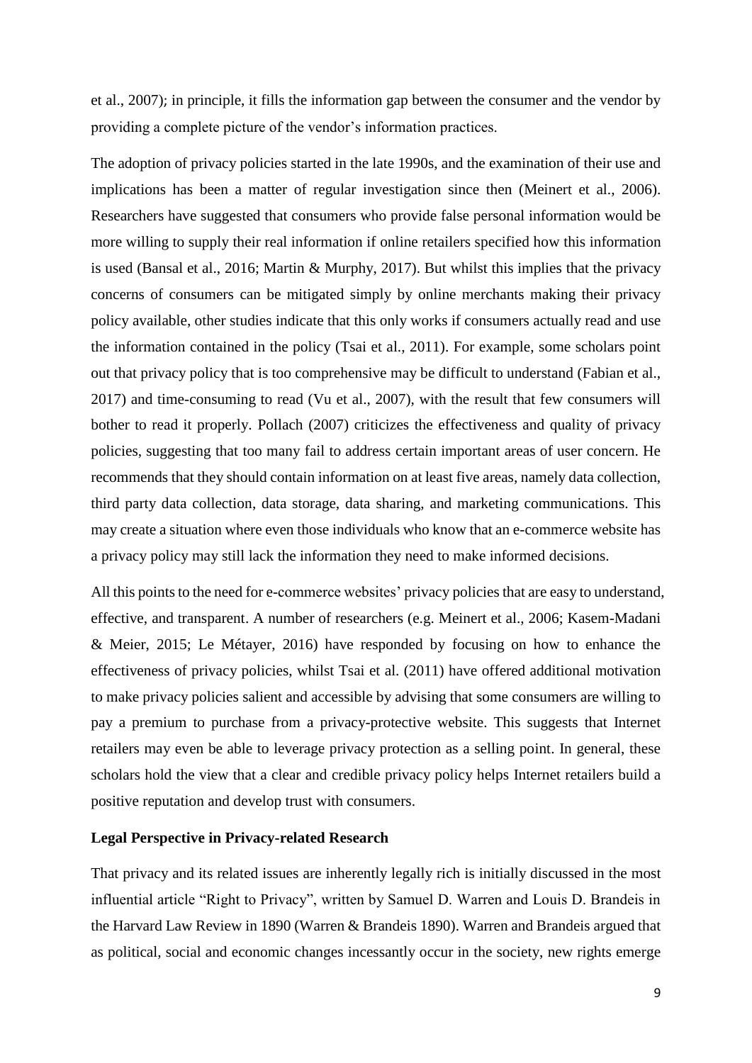et al., 2007); in principle, it fills the information gap between the consumer and the vendor by providing a complete picture of the vendor's information practices.

The adoption of privacy policies started in the late 1990s, and the examination of their use and implications has been a matter of regular investigation since then (Meinert et al., 2006). Researchers have suggested that consumers who provide false personal information would be more willing to supply their real information if online retailers specified how this information is used (Bansal et al., 2016; Martin & Murphy, 2017). But whilst this implies that the privacy concerns of consumers can be mitigated simply by online merchants making their privacy policy available, other studies indicate that this only works if consumers actually read and use the information contained in the policy (Tsai et al., 2011). For example, some scholars point out that privacy policy that is too comprehensive may be difficult to understand (Fabian et al., 2017) and time-consuming to read (Vu et al., 2007), with the result that few consumers will bother to read it properly. Pollach (2007) criticizes the effectiveness and quality of privacy policies, suggesting that too many fail to address certain important areas of user concern. He recommends that they should contain information on at least five areas, namely data collection, third party data collection, data storage, data sharing, and marketing communications. This may create a situation where even those individuals who know that an e-commerce website has a privacy policy may still lack the information they need to make informed decisions.

All this points to the need for e-commerce websites' privacy policies that are easy to understand, effective, and transparent. A number of researchers (e.g. Meinert et al., 2006; Kasem-Madani & Meier, 2015; Le Métayer, 2016) have responded by focusing on how to enhance the effectiveness of privacy policies, whilst Tsai et al. (2011) have offered additional motivation to make privacy policies salient and accessible by advising that some consumers are willing to pay a premium to purchase from a privacy-protective website. This suggests that Internet retailers may even be able to leverage privacy protection as a selling point. In general, these scholars hold the view that a clear and credible privacy policy helps Internet retailers build a positive reputation and develop trust with consumers.

**Legal Perspective in Privacy-related Research**

That privacy and its related issues are inherently legally rich is initially discussed in the most influential article "Right to Privacy", written by Samuel D. Warren and Louis D. Brandeis in the Harvard Law Review in 1890 (Warren & Brandeis 1890). Warren and Brandeis argued that as political, social and economic changes incessantly occur in the society, new rights emerge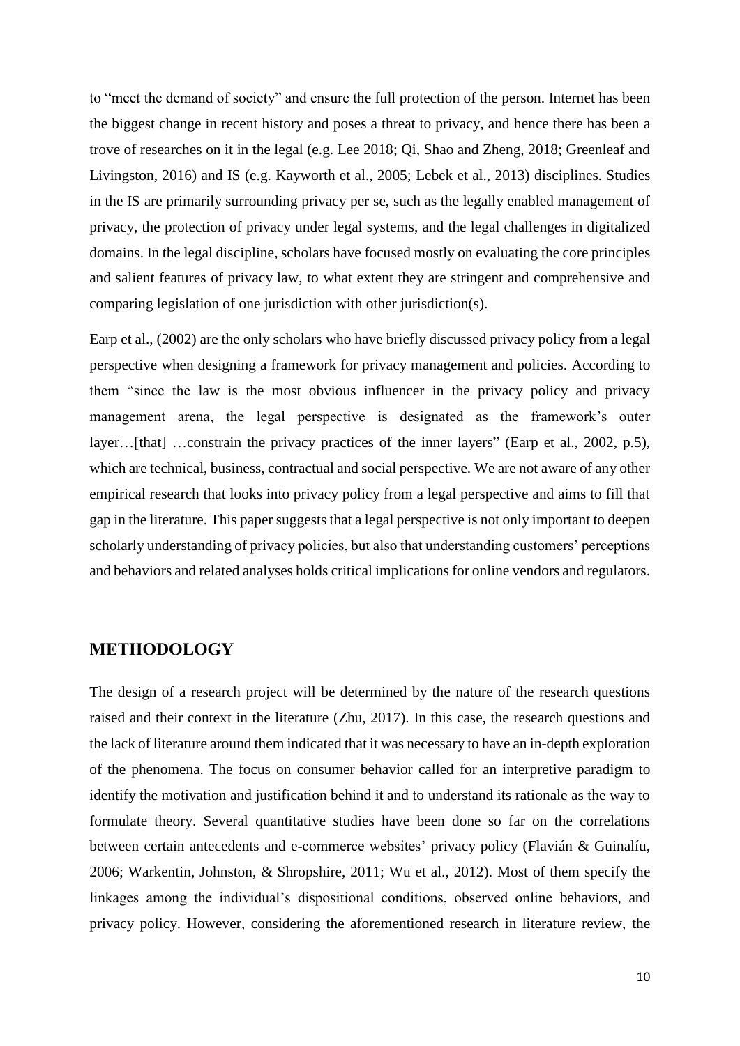to "meet the demand of society" and ensure the full protection of the person. Internet has been the biggest change in recent history and poses a threat to privacy, and hence there has been a trove of researches on it in the legal (e.g. Lee 2018; Qi, Shao and Zheng, 2018; Greenleaf and Livingston, 2016) and IS (e.g. Kayworth et al., 2005; Lebek et al., 2013) disciplines. Studies in the IS are primarily surrounding privacy per se, such as the legally enabled management of privacy, the protection of privacy under legal systems, and the legal challenges in digitalized domains. In the legal discipline, scholars have focused mostly on evaluating the core principles and salient features of privacy law, to what extent they are stringent and comprehensive and comparing legislation of one jurisdiction with other jurisdiction(s).

Earp et al., (2002) are the only scholars who have briefly discussed privacy policy from a legal perspective when designing a framework for privacy management and policies. According to them "since the law is the most obvious influencer in the privacy policy and privacy management arena, the legal perspective is designated as the framework's outer layer…[that] …constrain the privacy practices of the inner layers" (Earp et al., 2002, p.5), which are technical, business, contractual and social perspective. We are not aware of any other empirical research that looks into privacy policy from a legal perspective and aims to fill that gap in the literature. This paper suggests that a legal perspective is not only important to deepen scholarly understanding of privacy policies, but also that understanding customers' perceptions and behaviors and related analyses holds critical implications for online vendors and regulators.

## METHODOLOGY

The design of a research project will be determined by the nature of the research questions raised and their context in the literature (Zhu, 2017). In this case, the research questions and the lack of literature around them indicated that it was necessary to have an in-depth exploration of the phenomena. The focus on consumer behavior called for an interpretive paradigm to identify the motivation and justification behind it and to understand its rationale as the way to formulate theory. Several quantitative studies have been done so far on the correlations between certain antecedents and e-commerce websites' privacy policy (Flavián & Guinalíu, 2006; Warkentin, Johnston, & Shropshire, 2011; Wu et al., 2012). Most of them specify the linkages among the individual's dispositional conditions, observed online behaviors, and privacy policy. However, considering the aforementioned research in literature review, the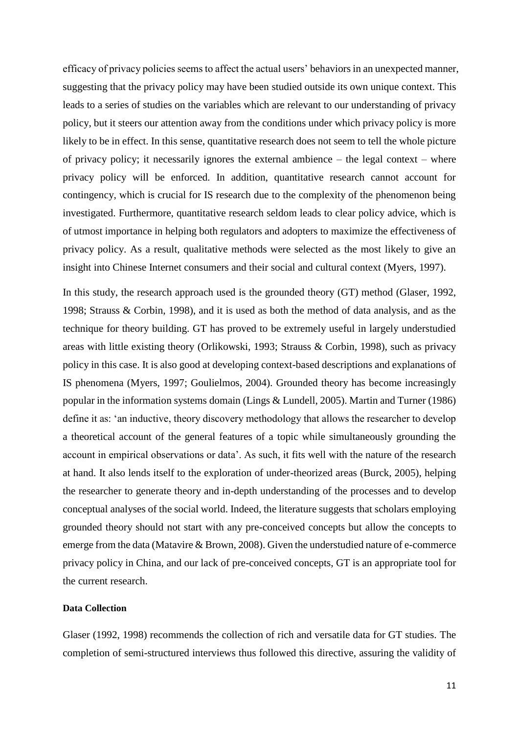efficacy of privacy policies seems to affect the actual users' behaviors in an unexpected manner, suggesting that the privacy policy may have been studied outside its own unique context. This leads to a series of studies on the variables which are relevant to our understanding of privacy policy, but it steers our attention away from the conditions under which privacy policy is more likely to be in effect. In this sense, quantitative research does not seem to tell the whole picture of privacy policy; it necessarily ignores the external ambience – the legal context – where privacy policy will be enforced. In addition, quantitative research cannot account for contingency, which is crucial for IS research due to the complexity of the phenomenon being investigated. Furthermore, quantitative research seldom leads to clear policy advice, which is of utmost importance in helping both regulators and adopters to maximize the effectiveness of privacy policy. As a result, qualitative methods were selected as the most likely to give an insight into Chinese Internet consumers and their social and cultural context (Myers, 1997).

In this study, the research approach used is the grounded theory (GT) method (Glaser, 1992, 1998; Strauss & Corbin, 1998), and it is used as both the method of data analysis, and as the technique for theory building. GT has proved to be extremely useful in largely understudied areas with little existing theory (Orlikowski, 1993; Strauss & Corbin, 1998), such as privacy policy in this case. It is also good at developing context-based descriptions and explanations of IS phenomena (Myers, 1997; Goulielmos, 2004). Grounded theory has become increasingly popular in the information systems domain (Lings & Lundell, 2005). Martin and Turner (1986) define it as: 'an inductive, theory discovery methodology that allows the researcher to develop a theoretical account of the general features of a topic while simultaneously grounding the account in empirical observations or data'. As such, it fits well with the nature of the research at hand. It also lends itself to the exploration of under-theorized areas (Burck, 2005), helping the researcher to generate theory and in-depth understanding of the processes and to develop conceptual analyses of the social world. Indeed, the literature suggests that scholars employing grounded theory should not start with any pre-conceived concepts but allow the concepts to emerge from the data (Matavire & Brown, 2008). Given the understudied nature of e-commerce privacy policy in China, and our lack of pre-conceived concepts, GT is an appropriate tool for the current research.

**Data Collection**

Glaser (1992, 1998) recommends the collection of rich and versatile data for GT studies. The completion of semi-structured interviews thus followed this directive, assuring the validity of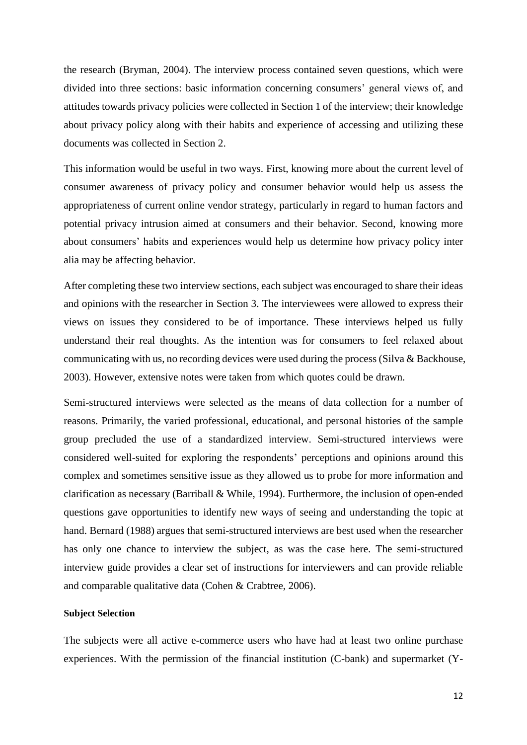the research (Bryman, 2004). The interview process contained seven questions, which were divided into three sections: basic information concerning consumers' general views of, and attitudes towards privacy policies were collected in Section 1 of the interview; their knowledge about privacy policy along with their habits and experience of accessing and utilizing these documents was collected in Section 2.

This information would be useful in two ways. First, knowing more about the current level of consumer awareness of privacy policy and consumer behavior would help us assess the appropriateness of current online vendor strategy, particularly in regard to human factors and potential privacy intrusion aimed at consumers and their behavior. Second, knowing more about consumers' habits and experiences would help us determine how privacy policy inter alia may be affecting behavior.

After completing these two interview sections, each subject was encouraged to share their ideas and opinions with the researcher in Section 3. The interviewees were allowed to express their views on issues they considered to be of importance. These interviews helped us fully understand their real thoughts. As the intention was for consumers to feel relaxed about communicating with us, no recording devices were used during the process (Silva & Backhouse, 2003). However, extensive notes were taken from which quotes could be drawn.

Semi-structured interviews were selected as the means of data collection for a number of reasons. Primarily, the varied professional, educational, and personal histories of the sample group precluded the use of a standardized interview. Semi-structured interviews were considered well-suited for exploring the respondents' perceptions and opinions around this complex and sometimes sensitive issue as they allowed us to probe for more information and clarification as necessary (Barriball & While, 1994). Furthermore, the inclusion of open-ended questions gave opportunities to identify new ways of seeing and understanding the topic at hand. Bernard (1988) argues that semi-structured interviews are best used when the researcher has only one chance to interview the subject, as was the case here. The semi-structured interview guide provides a clear set of instructions for interviewers and can provide reliable and comparable qualitative data (Cohen & Crabtree, 2006).

**Subject Selection**

The subjects were all active e-commerce users who have had at least two online purchase experiences. With the permission of the financial institution (C-bank) and supermarket (Y-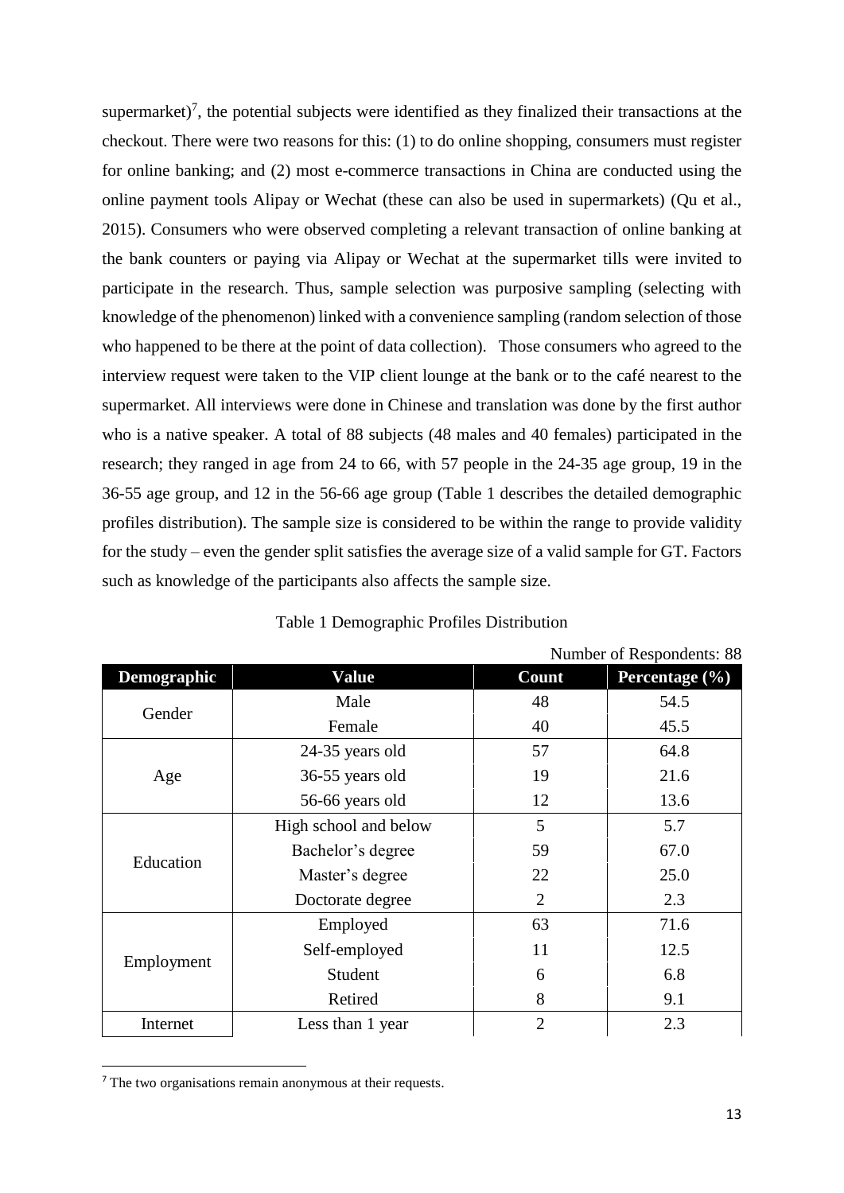supermarket)[7], the potential subjects were identified as they finalized their transactions at the checkout. There were two reasons for this: (1) to do online shopping, consumers must register for online banking; and (2) most e-commerce transactions in China are conducted using the online payment tools Alipay or Wechat (these can also be used in supermarkets) (Qu et al., 2015). Consumers who were observed completing a relevant transaction of online banking at the bank counters or paying via Alipay or Wechat at the supermarket tills were invited to participate in the research. Thus, sample selection was purposive sampling (selecting with knowledge of the phenomenon) linked with a convenience sampling (random selection of those who happened to be there at the point of data collection). Those consumers who agreed to the interview request were taken to the VIP client lounge at the bank or to the café nearest to the supermarket. All interviews were done in Chinese and translation was done by the first author who is a native speaker. A total of 88 subjects (48 males and 40 females) participated in the research; they ranged in age from 24 to 66, with 57 people in the 24-35 age group, 19 in the 36-55 age group, and 12 in the 56-66 age group (Table 1 describes the detailed demographic profiles distribution). The sample size is considered to be within the range to provide validity for the study – even the gender split satisfies the average size of a valid sample for GT. Factors such as knowledge of the participants also affects the sample size.

Table 1 Demographic Profiles Distribution

Number of Respondents: 88

| Demographic | Value | Count | Percentage (%) |
|---|---|---|---|
| Gender | Male | 48 | 54.5 |
| | Female | 40 | 45.5 |
| Age | 24-35 years old | 57 | 64.8 |
| | 36-55 years old | 19 | 21.6 |
| | 56-66 years old | 12 | 13.6 |
| Education | High school and below | 5 | 5.7 |
| | Bachelor's degree | 59 | 67.0 |
| | Master's degree | 22 | 25.0 |
| | Doctorate degree | 2 | 2.3 |
| Employment | Employed | 63 | 71.6 |
| | Self-employed | 11 | 12.5 |
| | Student | 6 | 6.8 |
| | Retired | 8 | 9.1 |
| Internet | Less than 1 year | 2 | 2.3 |

[7] The two organisations remain anonymous at their requests.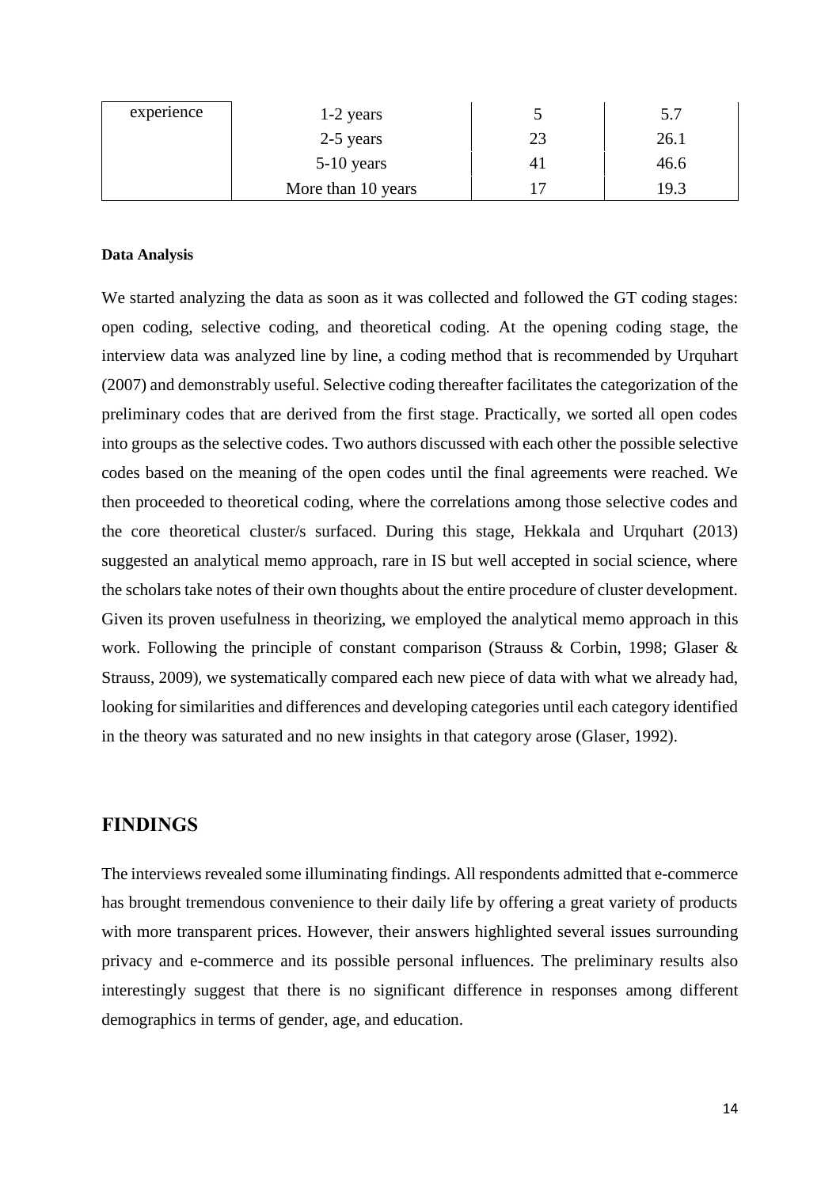| experience | 1-2 years | 5 | 5.7 |
|---|---|---|---|
| | 2-5 years | 23 | 26.1 |
| | 5-10 years | 41 | 46.6 |
| | More than 10 years | 17 | 19.3 |

**Data Analysis**

We started analyzing the data as soon as it was collected and followed the GT coding stages: open coding, selective coding, and theoretical coding. At the opening coding stage, the interview data was analyzed line by line, a coding method that is recommended by Urquhart (2007) and demonstrably useful. Selective coding thereafter facilitates the categorization of the preliminary codes that are derived from the first stage. Practically, we sorted all open codes into groups as the selective codes. Two authors discussed with each other the possible selective codes based on the meaning of the open codes until the final agreements were reached. We then proceeded to theoretical coding, where the correlations among those selective codes and the core theoretical cluster/s surfaced. During this stage, Hekkala and Urquhart (2013) suggested an analytical memo approach, rare in IS but well accepted in social science, where the scholars take notes of their own thoughts about the entire procedure of cluster development. Given its proven usefulness in theorizing, we employed the analytical memo approach in this work. Following the principle of constant comparison (Strauss & Corbin, 1998; Glaser & Strauss, 2009), we systematically compared each new piece of data with what we already had, looking for similarities and differences and developing categories until each category identified in the theory was saturated and no new insights in that category arose (Glaser, 1992).

## FINDINGS

The interviews revealed some illuminating findings. All respondents admitted that e-commerce has brought tremendous convenience to their daily life by offering a great variety of products with more transparent prices. However, their answers highlighted several issues surrounding privacy and e-commerce and its possible personal influences. The preliminary results also interestingly suggest that there is no significant difference in responses among different demographics in terms of gender, age, and education.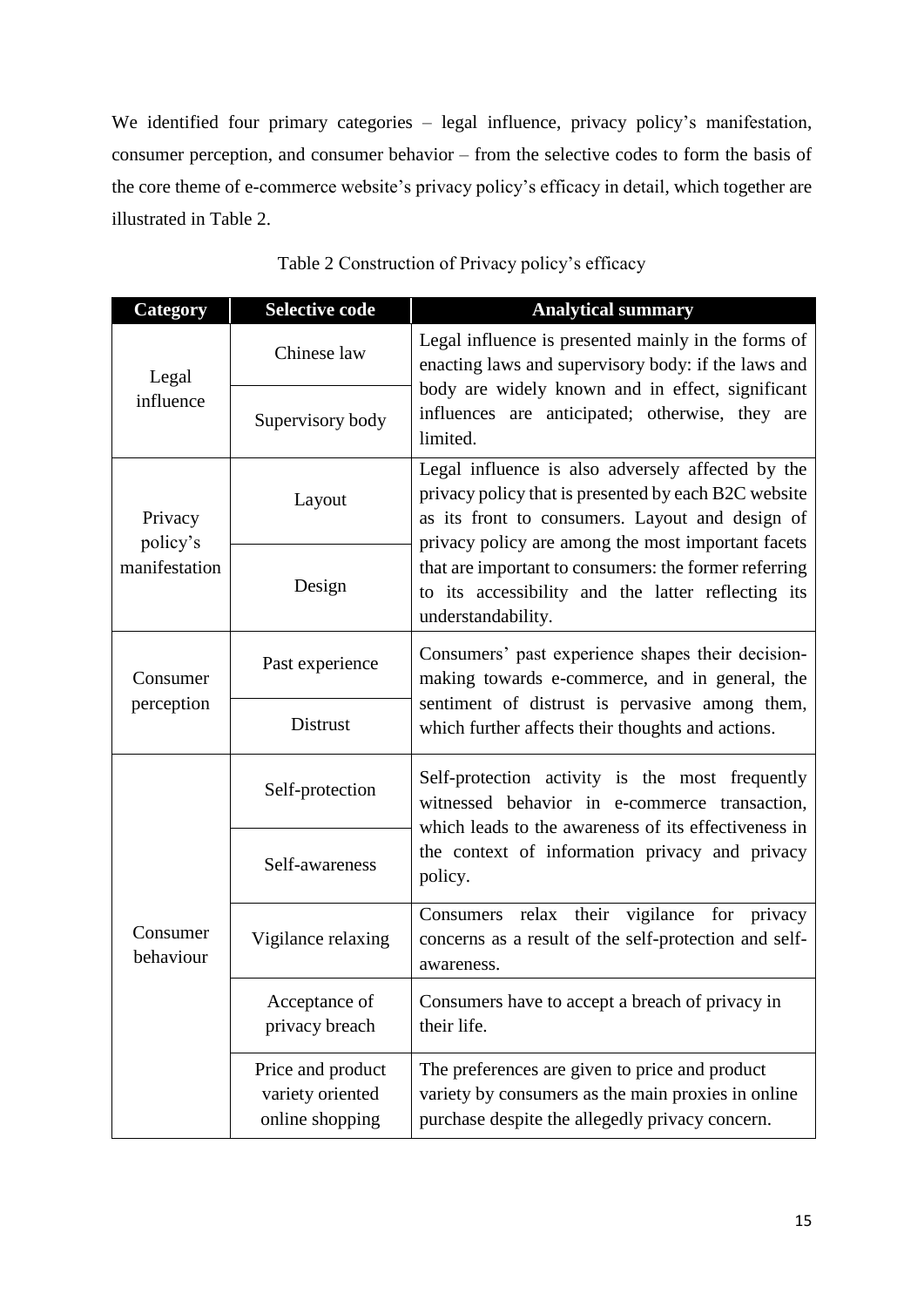We identified four primary categories – legal influence, privacy policy's manifestation, consumer perception, and consumer behavior – from the selective codes to form the basis of the core theme of e-commerce website's privacy policy's efficacy in detail, which together are illustrated in Table 2.

Table 2 Construction of Privacy policy's efficacy

| Category | Selective code | Analytical summary |
|---|---|---|
| Legal influence | Chinese law | Legal influence is presented mainly in the forms of enacting laws and supervisory body: if the laws and body are widely known and in effect, significant influences are anticipated; otherwise, they are limited. |
| | Supervisory body | |
| Privacy policy's manifestation | Layout | Legal influence is also adversely affected by the privacy policy that is presented by each B2C website as its front to consumers. Layout and design of privacy policy are among the most important facets that are important to consumers: the former referring to its accessibility and the latter reflecting its understandability. |
| | Design | |
| Consumer perception | Past experience | Consumers' past experience shapes their decision-making towards e-commerce, and in general, the sentiment of distrust is pervasive among them, which further affects their thoughts and actions. |
| | Distrust | |
| Consumer behaviour | Self-protection | Self-protection activity is the most frequently witnessed behavior in e-commerce transaction, which leads to the awareness of its effectiveness in the context of information privacy and privacy policy. |
| | Self-awareness | |
| | Vigilance relaxing | Consumers relax their vigilance for privacy concerns as a result of the self-protection and self-awareness. |
| | Acceptance of privacy breach | Consumers have to accept a breach of privacy in their life. |
| | Price and product variety oriented online shopping | The preferences are given to price and product variety by consumers as the main proxies in online purchase despite the allegedly privacy concern. |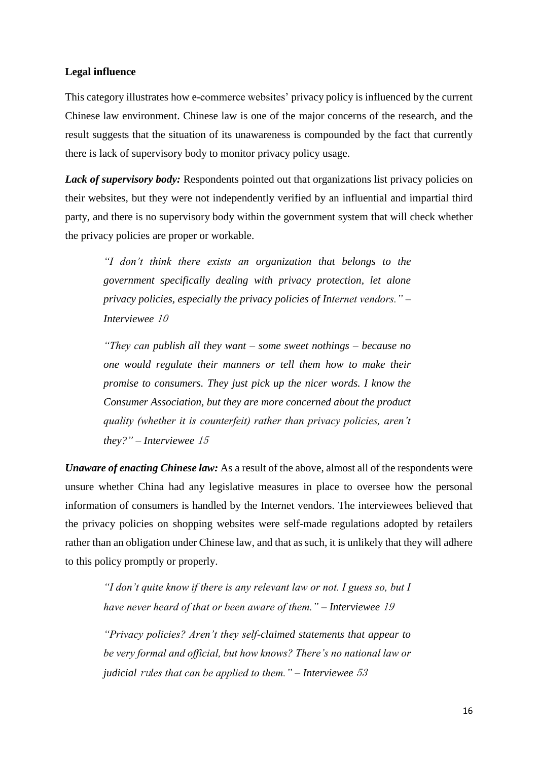**Legal influence**

This category illustrates how e-commerce websites' privacy policy is influenced by the current Chinese law environment. Chinese law is one of the major concerns of the research, and the result suggests that the situation of its unawareness is compounded by the fact that currently there is lack of supervisory body to monitor privacy policy usage.

***Lack of supervisory body:*** Respondents pointed out that organizations list privacy policies on their websites, but they were not independently verified by an influential and impartial third party, and there is no supervisory body within the government system that will check whether the privacy policies are proper or workable.

> *"I don't think there exists an organization that belongs to the government specifically dealing with privacy protection, let alone privacy policies, especially the privacy policies of Internet vendors." – Interviewee 10*

> *"They can publish all they want – some sweet nothings – because no one would regulate their manners or tell them how to make their promise to consumers. They just pick up the nicer words. I know the Consumer Association, but they are more concerned about the product quality (whether it is counterfeit) rather than privacy policies, aren't they?" – Interviewee 15*

***Unaware of enacting Chinese law:*** As a result of the above, almost all of the respondents were unsure whether China had any legislative measures in place to oversee how the personal information of consumers is handled by the Internet vendors. The interviewees believed that the privacy policies on shopping websites were self-made regulations adopted by retailers rather than an obligation under Chinese law, and that as such, it is unlikely that they will adhere to this policy promptly or properly.

> *"I don't quite know if there is any relevant law or not. I guess so, but I have never heard of that or been aware of them." – Interviewee 19*

> *"Privacy policies? Aren't they self-claimed statements that appear to be very formal and official, but how knows? There's no national law or judicial rules that can be applied to them." – Interviewee 53*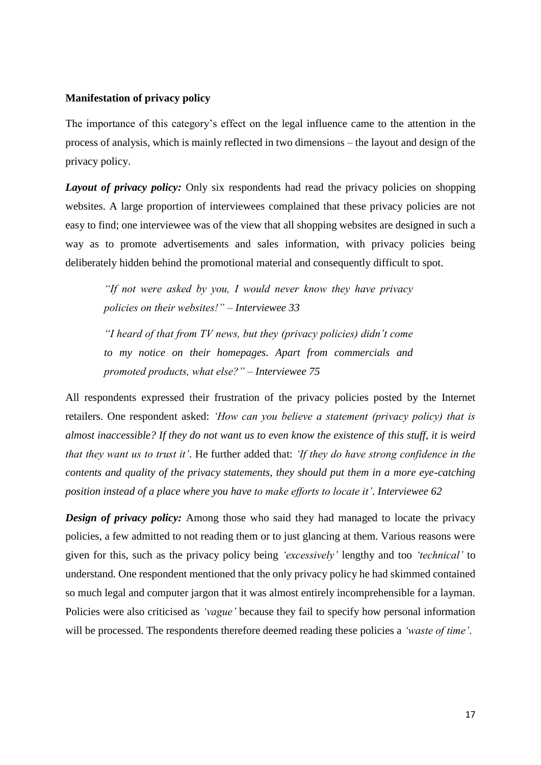**Manifestation of privacy policy**

The importance of this category's effect on the legal influence came to the attention in the process of analysis, which is mainly reflected in two dimensions – the layout and design of the privacy policy.

***Layout of privacy policy:*** Only six respondents had read the privacy policies on shopping websites. A large proportion of interviewees complained that these privacy policies are not easy to find; one interviewee was of the view that all shopping websites are designed in such a way as to promote advertisements and sales information, with privacy policies being deliberately hidden behind the promotional material and consequently difficult to spot.

> *"If not were asked by you, I would never know they have privacy policies on their websites!" – Interviewee 33*
>
> *"I heard of that from TV news, but they (privacy policies) didn't come to my notice on their homepages. Apart from commercials and promoted products, what else?" – Interviewee 75*

All respondents expressed their frustration of the privacy policies posted by the Internet retailers. One respondent asked: *'How can you believe a statement (privacy policy) that is almost inaccessible? If they do not want us to even know the existence of this stuff, it is weird that they want us to trust it'*. He further added that: *'If they do have strong confidence in the contents and quality of the privacy statements, they should put them in a more eye-catching position instead of a place where you have to make efforts to locate it'. Interviewee 62*

***Design of privacy policy:*** Among those who said they had managed to locate the privacy policies, a few admitted to not reading them or to just glancing at them. Various reasons were given for this, such as the privacy policy being *'excessively'* lengthy and too *'technical'* to understand. One respondent mentioned that the only privacy policy he had skimmed contained so much legal and computer jargon that it was almost entirely incomprehensible for a layman. Policies were also criticised as *'vague'* because they fail to specify how personal information will be processed. The respondents therefore deemed reading these policies a *'waste of time'*.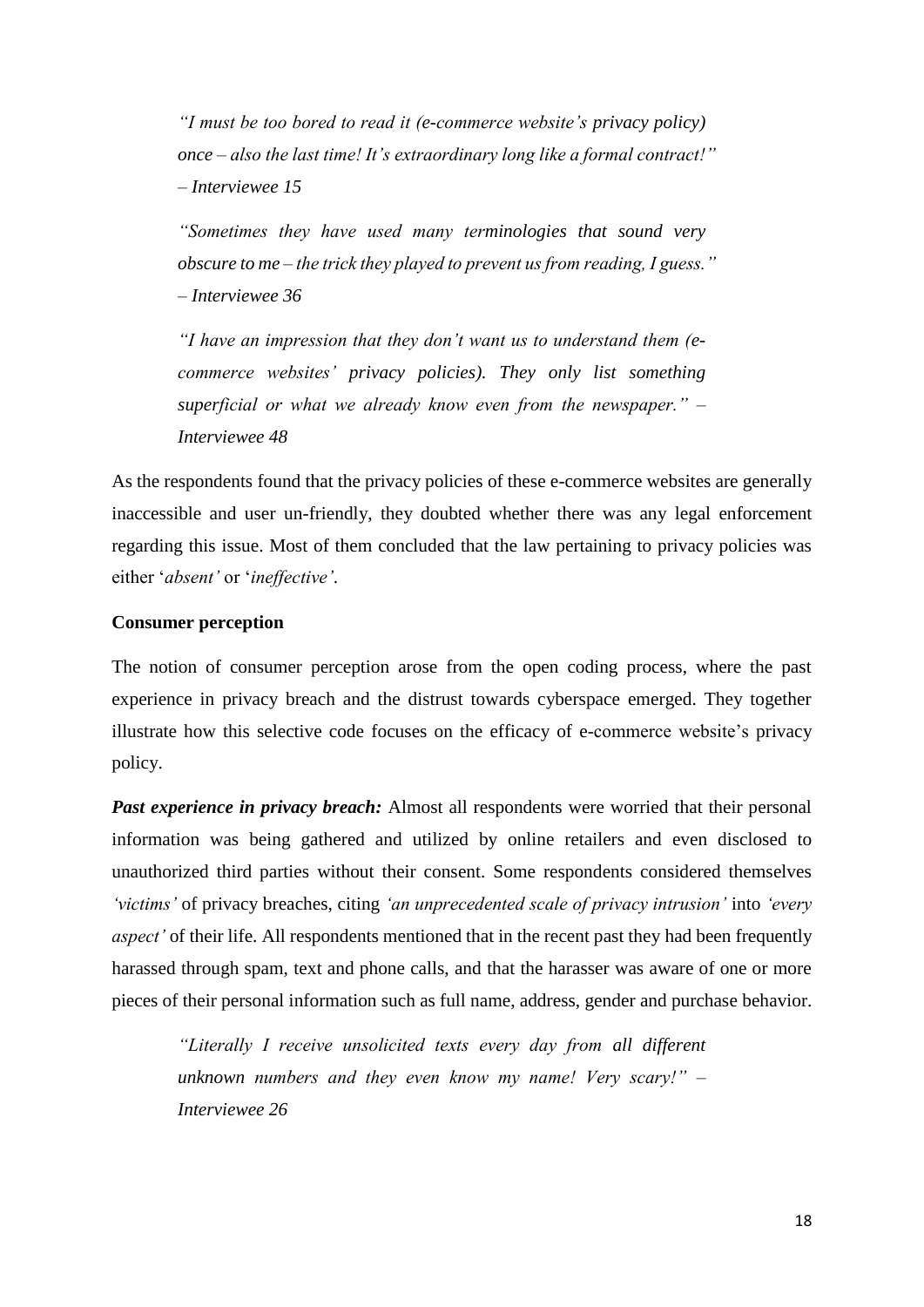> *"I must be too bored to read it (e-commerce website's privacy policy) once – also the last time! It's extraordinary long like a formal contract!" – Interviewee 15*

> *"Sometimes they have used many terminologies that sound very obscure to me – the trick they played to prevent us from reading, I guess." – Interviewee 36*

> *"I have an impression that they don't want us to understand them (e-commerce websites' privacy policies). They only list something superficial or what we already know even from the newspaper." – Interviewee 48*

As the respondents found that the privacy policies of these e-commerce websites are generally inaccessible and user un-friendly, they doubted whether there was any legal enforcement regarding this issue. Most of them concluded that the law pertaining to privacy policies was either '*absent'* or '*ineffective'*.

**Consumer perception**

The notion of consumer perception arose from the open coding process, where the past experience in privacy breach and the distrust towards cyberspace emerged. They together illustrate how this selective code focuses on the efficacy of e-commerce website's privacy policy.

***Past experience in privacy breach:*** Almost all respondents were worried that their personal information was being gathered and utilized by online retailers and even disclosed to unauthorized third parties without their consent. Some respondents considered themselves *'victims'* of privacy breaches, citing *'an unprecedented scale of privacy intrusion'* into *'every aspect'* of their life. All respondents mentioned that in the recent past they had been frequently harassed through spam, text and phone calls, and that the harasser was aware of one or more pieces of their personal information such as full name, address, gender and purchase behavior.

> *"Literally I receive unsolicited texts every day from all different unknown numbers and they even know my name! Very scary!" – Interviewee 26*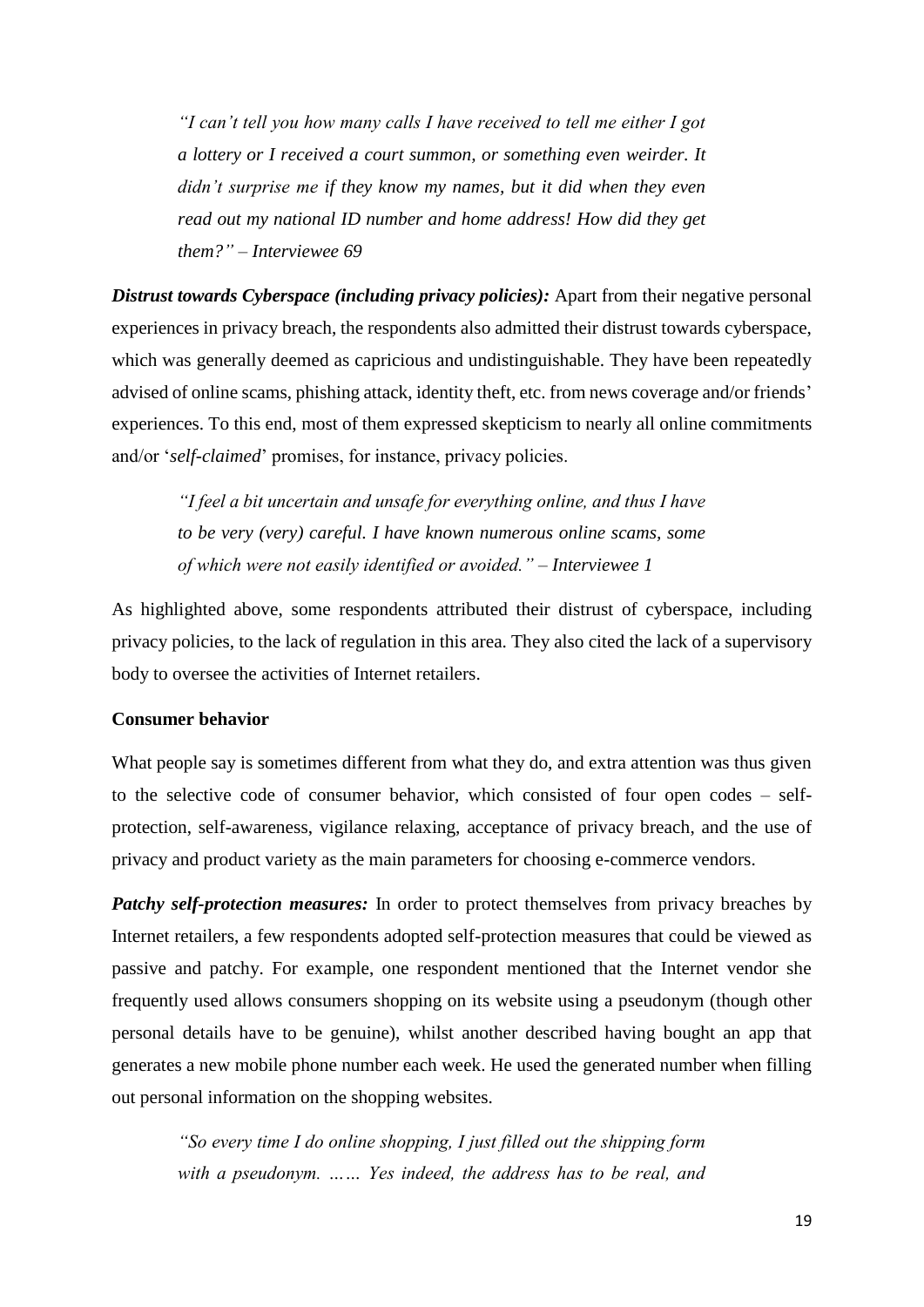> *"I can't tell you how many calls I have received to tell me either I got a lottery or I received a court summon, or something even weirder. It didn't surprise me if they know my names, but it did when they even read out my national ID number and home address! How did they get them?" – Interviewee 69*

***Distrust towards Cyberspace (including privacy policies):*** Apart from their negative personal experiences in privacy breach, the respondents also admitted their distrust towards cyberspace, which was generally deemed as capricious and undistinguishable. They have been repeatedly advised of online scams, phishing attack, identity theft, etc. from news coverage and/or friends' experiences. To this end, most of them expressed skepticism to nearly all online commitments and/or '*self-claimed*' promises, for instance, privacy policies.

> *"I feel a bit uncertain and unsafe for everything online, and thus I have to be very (very) careful. I have known numerous online scams, some of which were not easily identified or avoided." – Interviewee 1*

As highlighted above, some respondents attributed their distrust of cyberspace, including privacy policies, to the lack of regulation in this area. They also cited the lack of a supervisory body to oversee the activities of Internet retailers.

**Consumer behavior**

What people say is sometimes different from what they do, and extra attention was thus given to the selective code of consumer behavior, which consisted of four open codes – self-protection, self-awareness, vigilance relaxing, acceptance of privacy breach, and the use of privacy and product variety as the main parameters for choosing e-commerce vendors.

***Patchy self-protection measures:*** In order to protect themselves from privacy breaches by Internet retailers, a few respondents adopted self-protection measures that could be viewed as passive and patchy. For example, one respondent mentioned that the Internet vendor she frequently used allows consumers shopping on its website using a pseudonym (though other personal details have to be genuine), whilst another described having bought an app that generates a new mobile phone number each week. He used the generated number when filling out personal information on the shopping websites.

> *"So every time I do online shopping, I just filled out the shipping form with a pseudonym. …… Yes indeed, the address has to be real, and*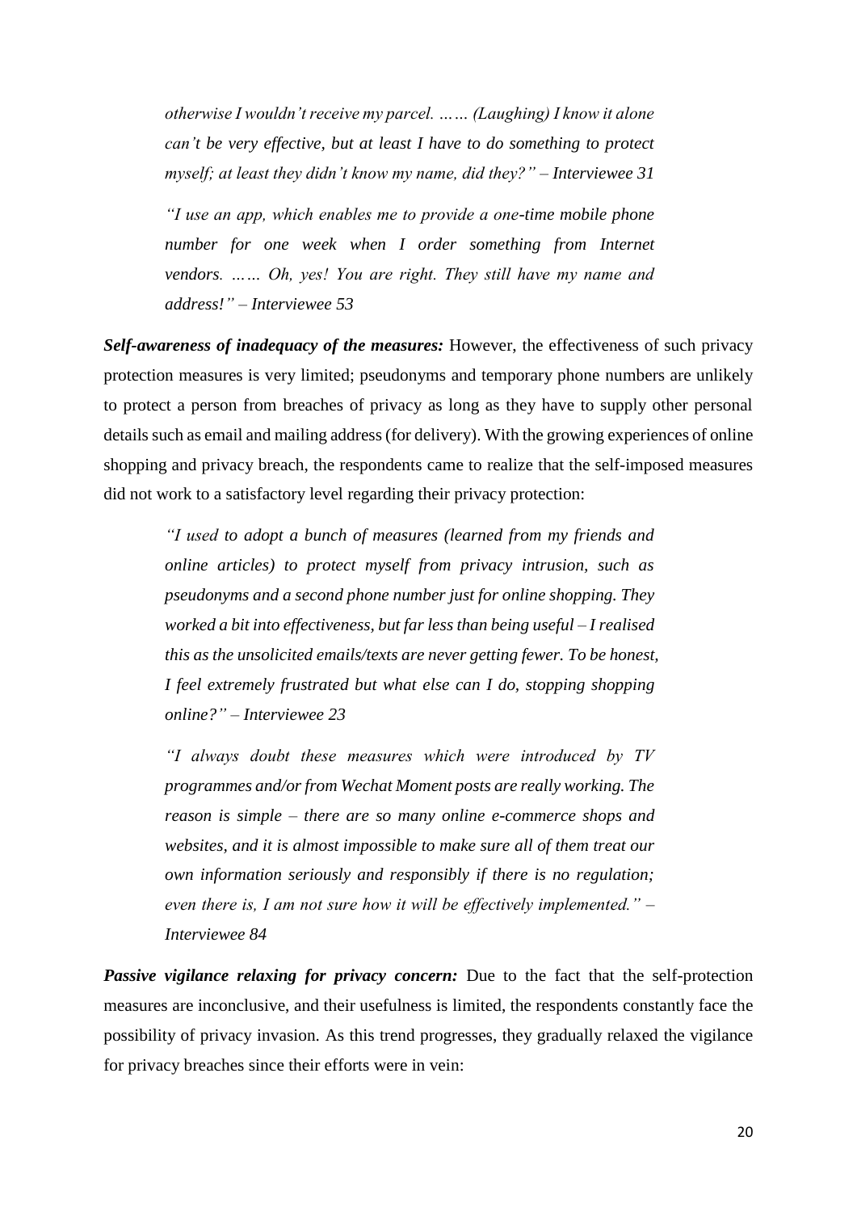> *otherwise I wouldn't receive my parcel. …… (Laughing) I know it alone can't be very effective, but at least I have to do something to protect myself; at least they didn't know my name, did they?" – Interviewee 31*

> *"I use an app, which enables me to provide a one-time mobile phone number for one week when I order something from Internet vendors. …… Oh, yes! You are right. They still have my name and address!" – Interviewee 53*

***Self-awareness of inadequacy of the measures:*** However, the effectiveness of such privacy protection measures is very limited; pseudonyms and temporary phone numbers are unlikely to protect a person from breaches of privacy as long as they have to supply other personal details such as email and mailing address (for delivery). With the growing experiences of online shopping and privacy breach, the respondents came to realize that the self-imposed measures did not work to a satisfactory level regarding their privacy protection:

> *"I used to adopt a bunch of measures (learned from my friends and online articles) to protect myself from privacy intrusion, such as pseudonyms and a second phone number just for online shopping. They worked a bit into effectiveness, but far less than being useful – I realised this as the unsolicited emails/texts are never getting fewer. To be honest, I feel extremely frustrated but what else can I do, stopping shopping online?" – Interviewee 23*

> *"I always doubt these measures which were introduced by TV programmes and/or from Wechat Moment posts are really working. The reason is simple – there are so many online e-commerce shops and websites, and it is almost impossible to make sure all of them treat our own information seriously and responsibly if there is no regulation; even there is, I am not sure how it will be effectively implemented." – Interviewee 84*

***Passive vigilance relaxing for privacy concern:*** Due to the fact that the self-protection measures are inconclusive, and their usefulness is limited, the respondents constantly face the possibility of privacy invasion. As this trend progresses, they gradually relaxed the vigilance for privacy breaches since their efforts were in vein: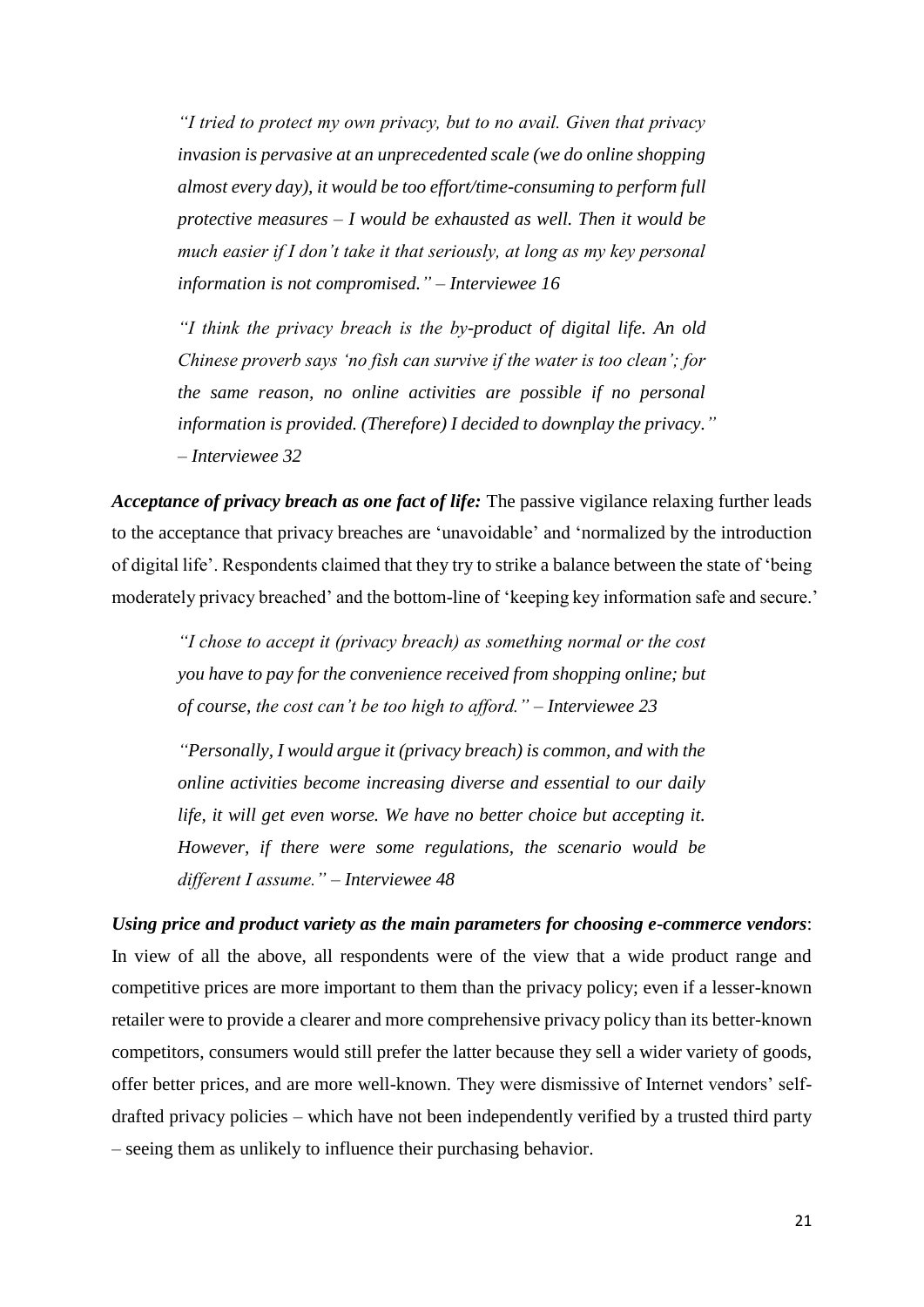> *"I tried to protect my own privacy, but to no avail. Given that privacy invasion is pervasive at an unprecedented scale (we do online shopping almost every day), it would be too effort/time-consuming to perform full protective measures – I would be exhausted as well. Then it would be much easier if I don't take it that seriously, at long as my key personal information is not compromised." – Interviewee 16*

> *"I think the privacy breach is the by-product of digital life. An old Chinese proverb says 'no fish can survive if the water is too clean'; for the same reason, no online activities are possible if no personal information is provided. (Therefore) I decided to downplay the privacy." – Interviewee 32*

***Acceptance of privacy breach as one fact of life:*** The passive vigilance relaxing further leads to the acceptance that privacy breaches are 'unavoidable' and 'normalized by the introduction of digital life'. Respondents claimed that they try to strike a balance between the state of 'being moderately privacy breached' and the bottom-line of 'keeping key information safe and secure.'

> *"I chose to accept it (privacy breach) as something normal or the cost you have to pay for the convenience received from shopping online; but of course, the cost can't be too high to afford." – Interviewee 23*

> *"Personally, I would argue it (privacy breach) is common, and with the online activities become increasing diverse and essential to our daily life, it will get even worse. We have no better choice but accepting it. However, if there were some regulations, the scenario would be different I assume." – Interviewee 48*

***Using price and product variety as the main parameters for choosing e-commerce vendors***: In view of all the above, all respondents were of the view that a wide product range and competitive prices are more important to them than the privacy policy; even if a lesser-known retailer were to provide a clearer and more comprehensive privacy policy than its better-known competitors, consumers would still prefer the latter because they sell a wider variety of goods, offer better prices, and are more well-known. They were dismissive of Internet vendors' self-drafted privacy policies – which have not been independently verified by a trusted third party – seeing them as unlikely to influence their purchasing behavior.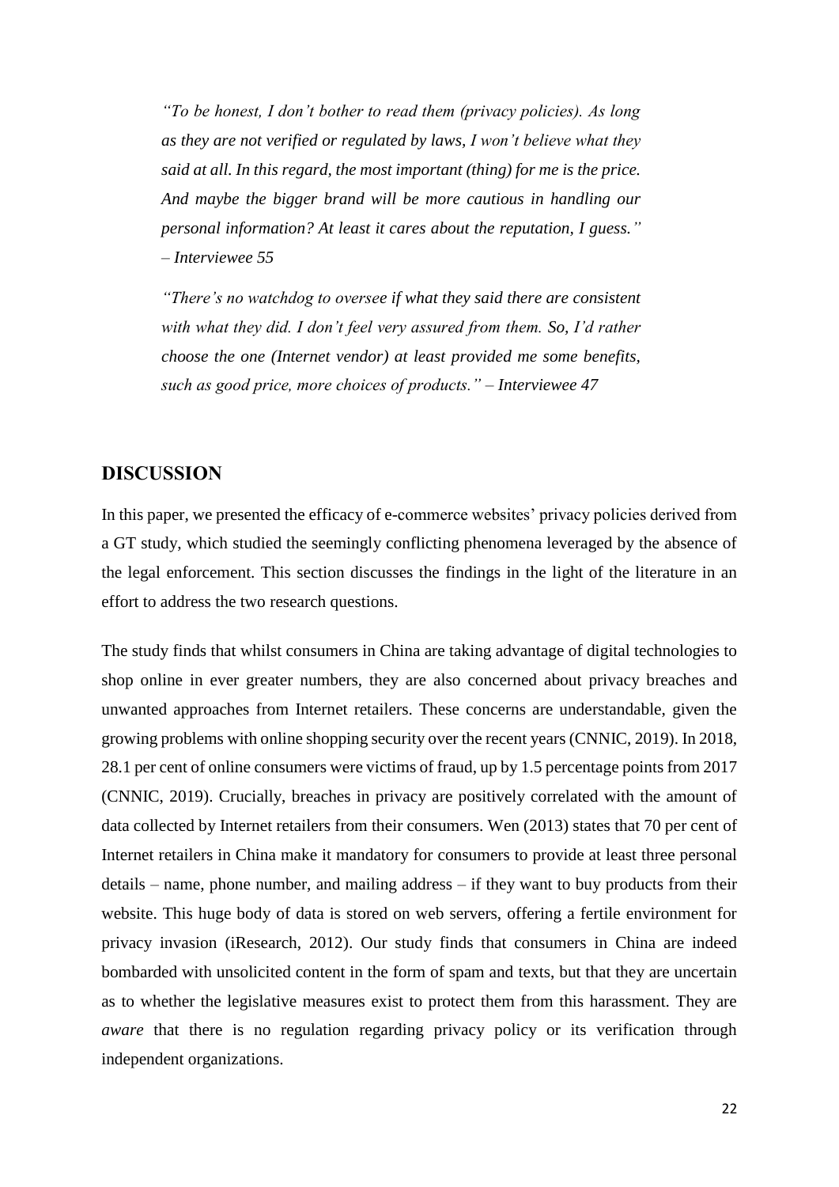> *"To be honest, I don't bother to read them (privacy policies). As long as they are not verified or regulated by laws, I won't believe what they said at all. In this regard, the most important (thing) for me is the price. And maybe the bigger brand will be more cautious in handling our personal information? At least it cares about the reputation, I guess." – Interviewee 55*

> *"There's no watchdog to oversee if what they said there are consistent with what they did. I don't feel very assured from them. So, I'd rather choose the one (Internet vendor) at least provided me some benefits, such as good price, more choices of products." – Interviewee 47*

## DISCUSSION

In this paper, we presented the efficacy of e-commerce websites' privacy policies derived from a GT study, which studied the seemingly conflicting phenomena leveraged by the absence of the legal enforcement. This section discusses the findings in the light of the literature in an effort to address the two research questions.

The study finds that whilst consumers in China are taking advantage of digital technologies to shop online in ever greater numbers, they are also concerned about privacy breaches and unwanted approaches from Internet retailers. These concerns are understandable, given the growing problems with online shopping security over the recent years (CNNIC, 2019). In 2018, 28.1 per cent of online consumers were victims of fraud, up by 1.5 percentage points from 2017 (CNNIC, 2019). Crucially, breaches in privacy are positively correlated with the amount of data collected by Internet retailers from their consumers. Wen (2013) states that 70 per cent of Internet retailers in China make it mandatory for consumers to provide at least three personal details – name, phone number, and mailing address – if they want to buy products from their website. This huge body of data is stored on web servers, offering a fertile environment for privacy invasion (iResearch, 2012). Our study finds that consumers in China are indeed bombarded with unsolicited content in the form of spam and texts, but that they are uncertain as to whether the legislative measures exist to protect them from this harassment. They are *aware* that there is no regulation regarding privacy policy or its verification through independent organizations.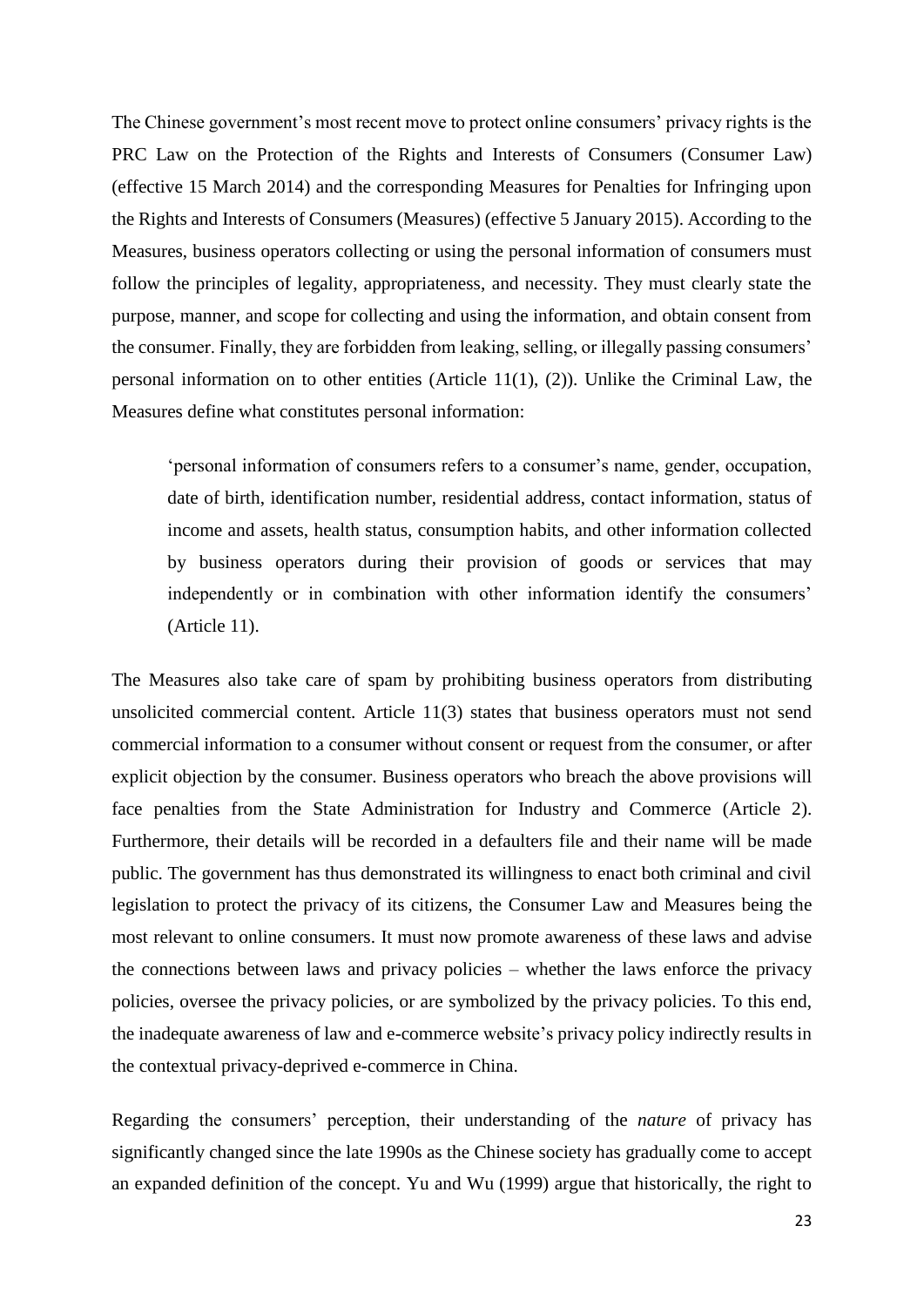The Chinese government's most recent move to protect online consumers' privacy rights is the PRC Law on the Protection of the Rights and Interests of Consumers (Consumer Law) (effective 15 March 2014) and the corresponding Measures for Penalties for Infringing upon the Rights and Interests of Consumers (Measures) (effective 5 January 2015). According to the Measures, business operators collecting or using the personal information of consumers must follow the principles of legality, appropriateness, and necessity. They must clearly state the purpose, manner, and scope for collecting and using the information, and obtain consent from the consumer. Finally, they are forbidden from leaking, selling, or illegally passing consumers' personal information on to other entities (Article 11(1), (2)). Unlike the Criminal Law, the Measures define what constitutes personal information:

> 'personal information of consumers refers to a consumer's name, gender, occupation, date of birth, identification number, residential address, contact information, status of income and assets, health status, consumption habits, and other information collected by business operators during their provision of goods or services that may independently or in combination with other information identify the consumers' (Article 11).

The Measures also take care of spam by prohibiting business operators from distributing unsolicited commercial content. Article 11(3) states that business operators must not send commercial information to a consumer without consent or request from the consumer, or after explicit objection by the consumer. Business operators who breach the above provisions will face penalties from the State Administration for Industry and Commerce (Article 2). Furthermore, their details will be recorded in a defaulters file and their name will be made public. The government has thus demonstrated its willingness to enact both criminal and civil legislation to protect the privacy of its citizens, the Consumer Law and Measures being the most relevant to online consumers. It must now promote awareness of these laws and advise the connections between laws and privacy policies – whether the laws enforce the privacy policies, oversee the privacy policies, or are symbolized by the privacy policies. To this end, the inadequate awareness of law and e-commerce website's privacy policy indirectly results in the contextual privacy-deprived e-commerce in China.

Regarding the consumers' perception, their understanding of the *nature* of privacy has significantly changed since the late 1990s as the Chinese society has gradually come to accept an expanded definition of the concept. Yu and Wu (1999) argue that historically, the right to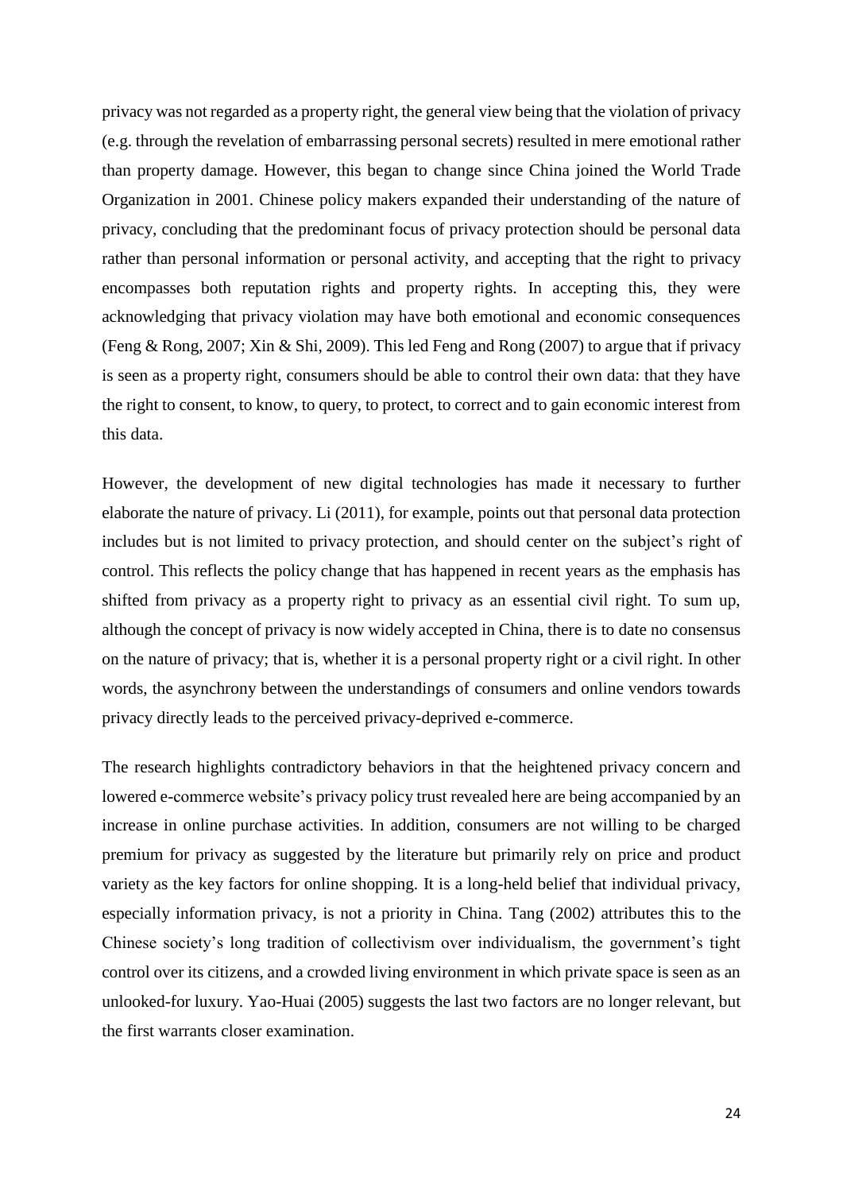privacy was not regarded as a property right, the general view being that the violation of privacy (e.g. through the revelation of embarrassing personal secrets) resulted in mere emotional rather than property damage. However, this began to change since China joined the World Trade Organization in 2001. Chinese policy makers expanded their understanding of the nature of privacy, concluding that the predominant focus of privacy protection should be personal data rather than personal information or personal activity, and accepting that the right to privacy encompasses both reputation rights and property rights. In accepting this, they were acknowledging that privacy violation may have both emotional and economic consequences (Feng & Rong, 2007; Xin & Shi, 2009). This led Feng and Rong (2007) to argue that if privacy is seen as a property right, consumers should be able to control their own data: that they have the right to consent, to know, to query, to protect, to correct and to gain economic interest from this data.

However, the development of new digital technologies has made it necessary to further elaborate the nature of privacy. Li (2011), for example, points out that personal data protection includes but is not limited to privacy protection, and should center on the subject's right of control. This reflects the policy change that has happened in recent years as the emphasis has shifted from privacy as a property right to privacy as an essential civil right. To sum up, although the concept of privacy is now widely accepted in China, there is to date no consensus on the nature of privacy; that is, whether it is a personal property right or a civil right. In other words, the asynchrony between the understandings of consumers and online vendors towards privacy directly leads to the perceived privacy-deprived e-commerce.

The research highlights contradictory behaviors in that the heightened privacy concern and lowered e-commerce website's privacy policy trust revealed here are being accompanied by an increase in online purchase activities. In addition, consumers are not willing to be charged premium for privacy as suggested by the literature but primarily rely on price and product variety as the key factors for online shopping. It is a long-held belief that individual privacy, especially information privacy, is not a priority in China. Tang (2002) attributes this to the Chinese society's long tradition of collectivism over individualism, the government's tight control over its citizens, and a crowded living environment in which private space is seen as an unlooked-for luxury. Yao-Huai (2005) suggests the last two factors are no longer relevant, but the first warrants closer examination.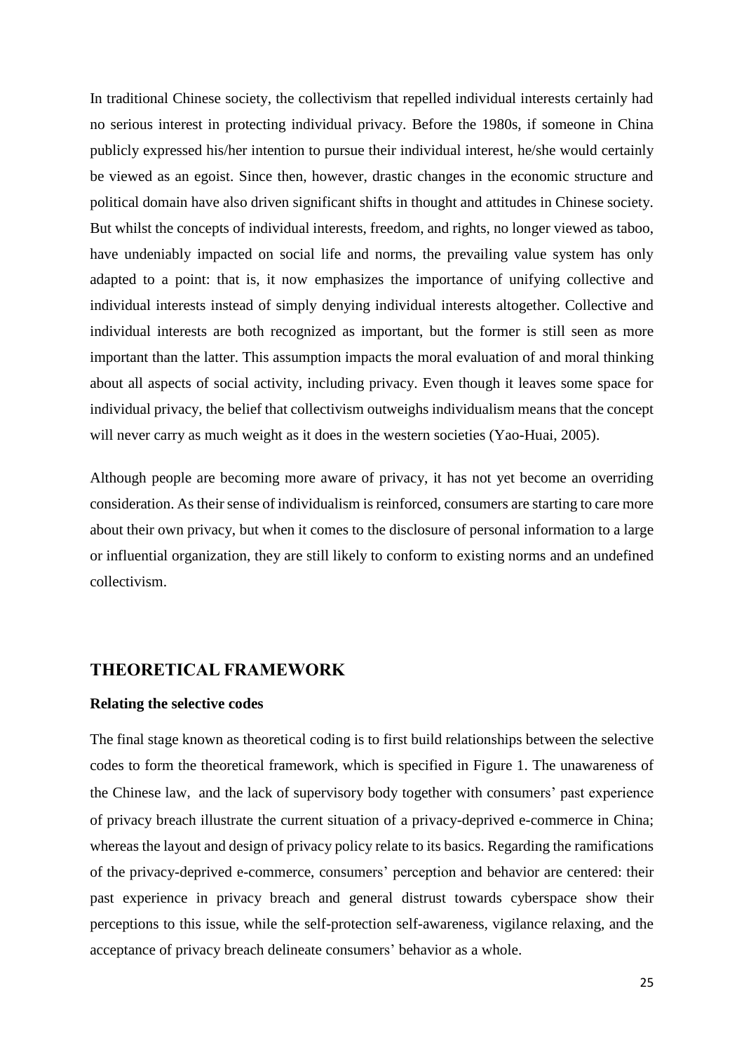In traditional Chinese society, the collectivism that repelled individual interests certainly had no serious interest in protecting individual privacy. Before the 1980s, if someone in China publicly expressed his/her intention to pursue their individual interest, he/she would certainly be viewed as an egoist. Since then, however, drastic changes in the economic structure and political domain have also driven significant shifts in thought and attitudes in Chinese society. But whilst the concepts of individual interests, freedom, and rights, no longer viewed as taboo, have undeniably impacted on social life and norms, the prevailing value system has only adapted to a point: that is, it now emphasizes the importance of unifying collective and individual interests instead of simply denying individual interests altogether. Collective and individual interests are both recognized as important, but the former is still seen as more important than the latter. This assumption impacts the moral evaluation of and moral thinking about all aspects of social activity, including privacy. Even though it leaves some space for individual privacy, the belief that collectivism outweighs individualism means that the concept will never carry as much weight as it does in the western societies (Yao-Huai, 2005).

Although people are becoming more aware of privacy, it has not yet become an overriding consideration. As their sense of individualism is reinforced, consumers are starting to care more about their own privacy, but when it comes to the disclosure of personal information to a large or influential organization, they are still likely to conform to existing norms and an undefined collectivism.

## THEORETICAL FRAMEWORK

### Relating the selective codes

The final stage known as theoretical coding is to first build relationships between the selective codes to form the theoretical framework, which is specified in Figure 1. The unawareness of the Chinese law, and the lack of supervisory body together with consumers' past experience of privacy breach illustrate the current situation of a privacy-deprived e-commerce in China; whereas the layout and design of privacy policy relate to its basics. Regarding the ramifications of the privacy-deprived e-commerce, consumers' perception and behavior are centered: their past experience in privacy breach and general distrust towards cyberspace show their perceptions to this issue, while the self-protection self-awareness, vigilance relaxing, and the acceptance of privacy breach delineate consumers' behavior as a whole.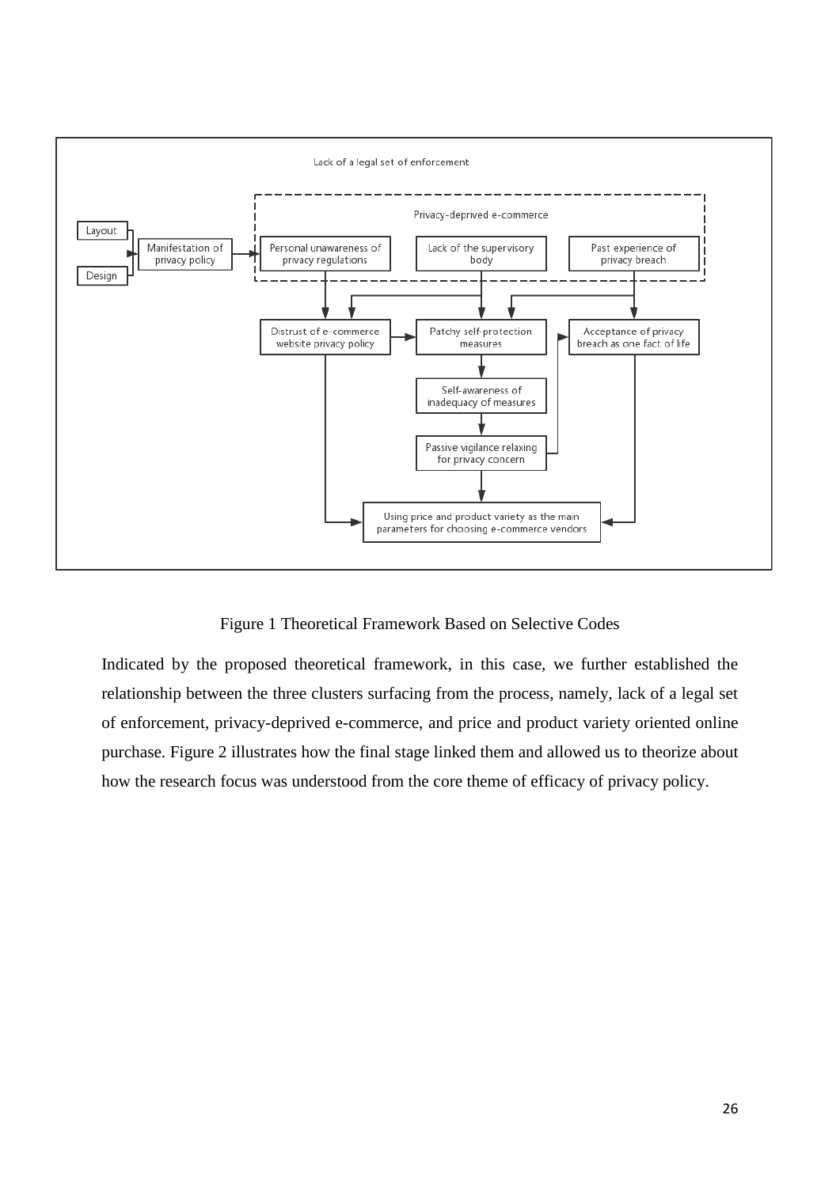Lack of a legal set of enforcement

Privacy-deprived e-commerce

Layout

Design

Manifestation of privacy policy

Personal unawareness of privacy regulations

Lack of the supervisory body

Past experience of privacy breach

Distrust of e-commerce website privacy policy

Patchy self-protection measures

Acceptance of privacy breach as one fact of life

Self-awareness of inadequacy of measures

Passive vigilance relaxing for privacy concern

Using price and product variety as the main parameters for choosing e-commerce vendors

Figure 1 Theoretical Framework Based on Selective Codes

Indicated by the proposed theoretical framework, in this case, we further established the relationship between the three clusters surfacing from the process, namely, lack of a legal set of enforcement, privacy-deprived e-commerce, and price and product variety oriented online purchase. Figure 2 illustrates how the final stage linked them and allowed us to theorize about how the research focus was understood from the core theme of efficacy of privacy policy.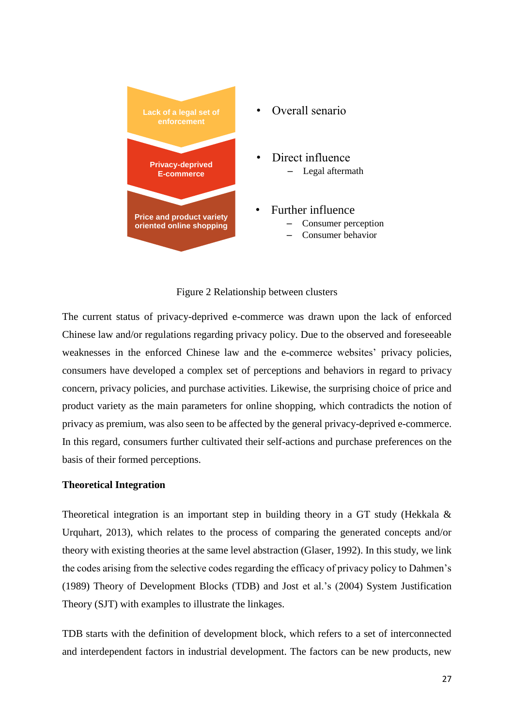| | |
|---|---|
| Lack of a legal set of enforcement | • Overall senario |
| Privacy-deprived E-commerce | • Direct influence<br>– Legal aftermath |
| Price and product variety oriented online shopping | • Further influence<br>– Consumer perception<br>– Consumer behavior |

Figure 2 Relationship between clusters

The current status of privacy-deprived e-commerce was drawn upon the lack of enforced Chinese law and/or regulations regarding privacy policy. Due to the observed and foreseeable weaknesses in the enforced Chinese law and the e-commerce websites' privacy policies, consumers have developed a complex set of perceptions and behaviors in regard to privacy concern, privacy policies, and purchase activities. Likewise, the surprising choice of price and product variety as the main parameters for online shopping, which contradicts the notion of privacy as premium, was also seen to be affected by the general privacy-deprived e-commerce. In this regard, consumers further cultivated their self-actions and purchase preferences on the basis of their formed perceptions.

**Theoretical Integration**

Theoretical integration is an important step in building theory in a GT study (Hekkala & Urquhart, 2013), which relates to the process of comparing the generated concepts and/or theory with existing theories at the same level abstraction (Glaser, 1992). In this study, we link the codes arising from the selective codes regarding the efficacy of privacy policy to Dahmen's (1989) Theory of Development Blocks (TDB) and Jost et al.'s (2004) System Justification Theory (SJT) with examples to illustrate the linkages.

TDB starts with the definition of development block, which refers to a set of interconnected and interdependent factors in industrial development. The factors can be new products, new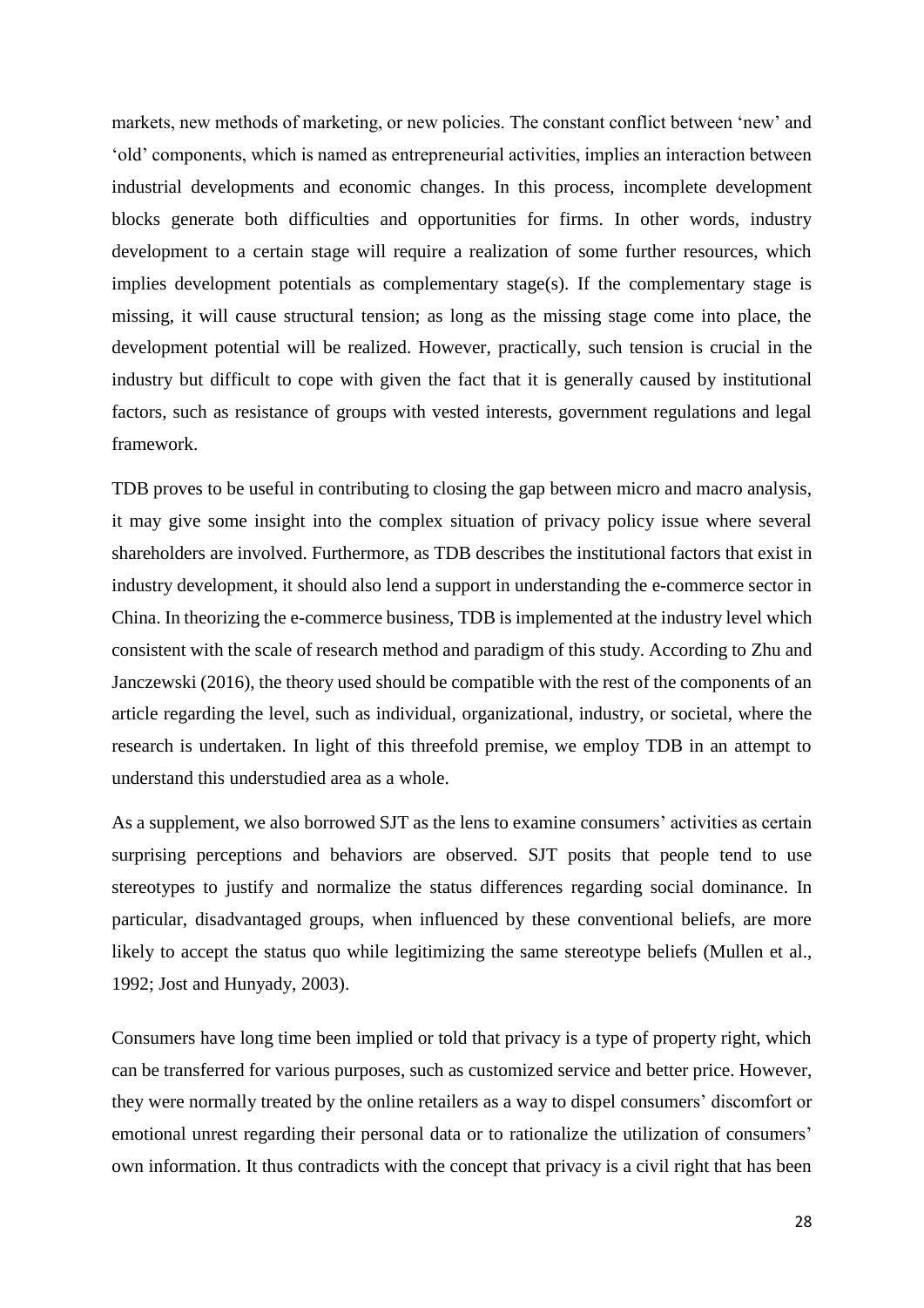markets, new methods of marketing, or new policies. The constant conflict between 'new' and 'old' components, which is named as entrepreneurial activities, implies an interaction between industrial developments and economic changes. In this process, incomplete development blocks generate both difficulties and opportunities for firms. In other words, industry development to a certain stage will require a realization of some further resources, which implies development potentials as complementary stage(s). If the complementary stage is missing, it will cause structural tension; as long as the missing stage come into place, the development potential will be realized. However, practically, such tension is crucial in the industry but difficult to cope with given the fact that it is generally caused by institutional factors, such as resistance of groups with vested interests, government regulations and legal framework.

TDB proves to be useful in contributing to closing the gap between micro and macro analysis, it may give some insight into the complex situation of privacy policy issue where several shareholders are involved. Furthermore, as TDB describes the institutional factors that exist in industry development, it should also lend a support in understanding the e-commerce sector in China. In theorizing the e-commerce business, TDB is implemented at the industry level which consistent with the scale of research method and paradigm of this study. According to Zhu and Janczewski (2016), the theory used should be compatible with the rest of the components of an article regarding the level, such as individual, organizational, industry, or societal, where the research is undertaken. In light of this threefold premise, we employ TDB in an attempt to understand this understudied area as a whole.

As a supplement, we also borrowed SJT as the lens to examine consumers' activities as certain surprising perceptions and behaviors are observed. SJT posits that people tend to use stereotypes to justify and normalize the status differences regarding social dominance. In particular, disadvantaged groups, when influenced by these conventional beliefs, are more likely to accept the status quo while legitimizing the same stereotype beliefs (Mullen et al., 1992; Jost and Hunyady, 2003).

Consumers have long time been implied or told that privacy is a type of property right, which can be transferred for various purposes, such as customized service and better price. However, they were normally treated by the online retailers as a way to dispel consumers' discomfort or emotional unrest regarding their personal data or to rationalize the utilization of consumers' own information. It thus contradicts with the concept that privacy is a civil right that has been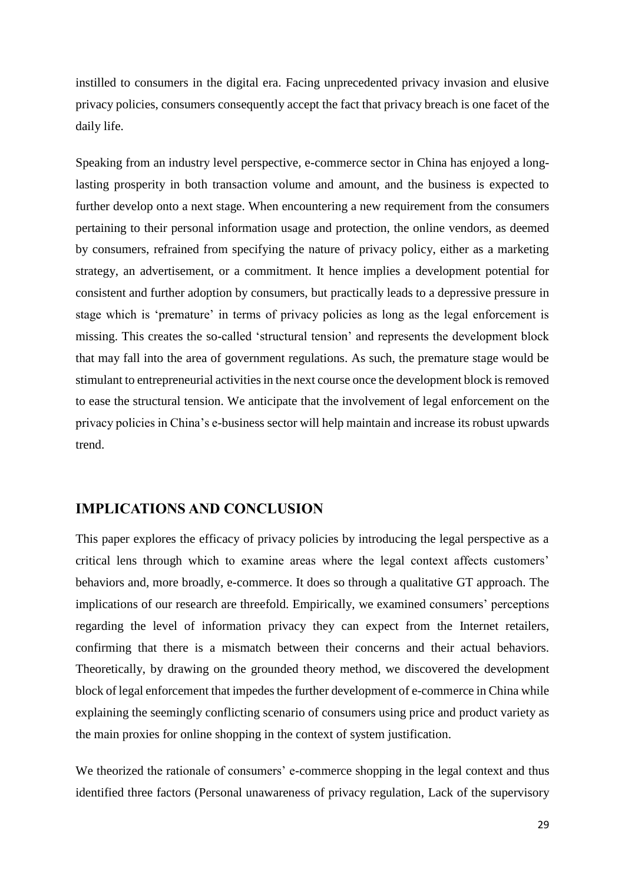instilled to consumers in the digital era. Facing unprecedented privacy invasion and elusive privacy policies, consumers consequently accept the fact that privacy breach is one facet of the daily life.

Speaking from an industry level perspective, e-commerce sector in China has enjoyed a long-lasting prosperity in both transaction volume and amount, and the business is expected to further develop onto a next stage. When encountering a new requirement from the consumers pertaining to their personal information usage and protection, the online vendors, as deemed by consumers, refrained from specifying the nature of privacy policy, either as a marketing strategy, an advertisement, or a commitment. It hence implies a development potential for consistent and further adoption by consumers, but practically leads to a depressive pressure in stage which is 'premature' in terms of privacy policies as long as the legal enforcement is missing. This creates the so-called 'structural tension' and represents the development block that may fall into the area of government regulations. As such, the premature stage would be stimulant to entrepreneurial activities in the next course once the development block is removed to ease the structural tension. We anticipate that the involvement of legal enforcement on the privacy policies in China's e-business sector will help maintain and increase its robust upwards trend.

## IMPLICATIONS AND CONCLUSION

This paper explores the efficacy of privacy policies by introducing the legal perspective as a critical lens through which to examine areas where the legal context affects customers' behaviors and, more broadly, e-commerce. It does so through a qualitative GT approach. The implications of our research are threefold. Empirically, we examined consumers' perceptions regarding the level of information privacy they can expect from the Internet retailers, confirming that there is a mismatch between their concerns and their actual behaviors. Theoretically, by drawing on the grounded theory method, we discovered the development block of legal enforcement that impedes the further development of e-commerce in China while explaining the seemingly conflicting scenario of consumers using price and product variety as the main proxies for online shopping in the context of system justification.

We theorized the rationale of consumers' e-commerce shopping in the legal context and thus identified three factors (Personal unawareness of privacy regulation, Lack of the supervisory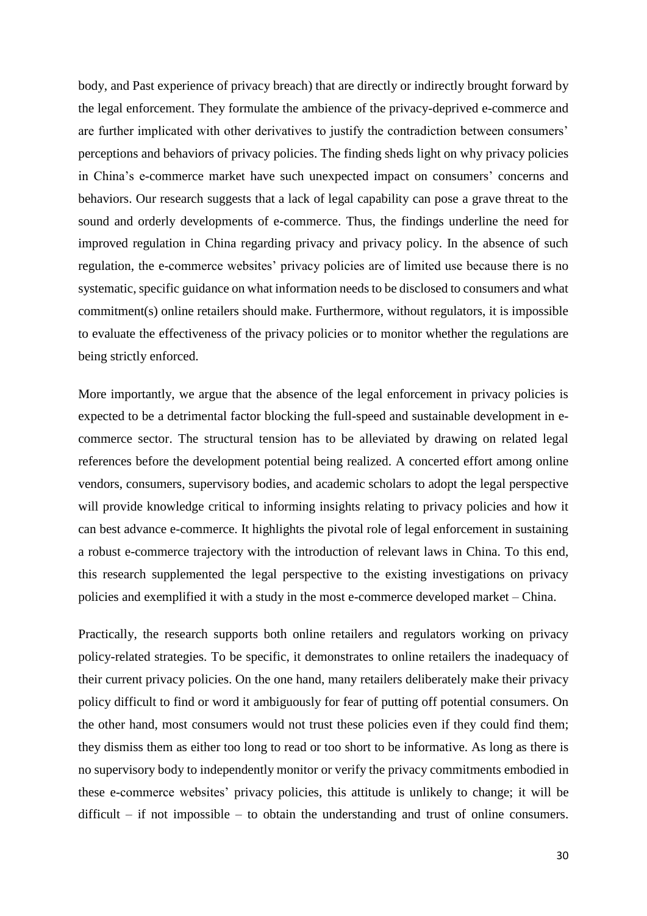body, and Past experience of privacy breach) that are directly or indirectly brought forward by the legal enforcement. They formulate the ambience of the privacy-deprived e-commerce and are further implicated with other derivatives to justify the contradiction between consumers' perceptions and behaviors of privacy policies. The finding sheds light on why privacy policies in China's e-commerce market have such unexpected impact on consumers' concerns and behaviors. Our research suggests that a lack of legal capability can pose a grave threat to the sound and orderly developments of e-commerce. Thus, the findings underline the need for improved regulation in China regarding privacy and privacy policy. In the absence of such regulation, the e-commerce websites' privacy policies are of limited use because there is no systematic, specific guidance on what information needs to be disclosed to consumers and what commitment(s) online retailers should make. Furthermore, without regulators, it is impossible to evaluate the effectiveness of the privacy policies or to monitor whether the regulations are being strictly enforced.

More importantly, we argue that the absence of the legal enforcement in privacy policies is expected to be a detrimental factor blocking the full-speed and sustainable development in e-commerce sector. The structural tension has to be alleviated by drawing on related legal references before the development potential being realized. A concerted effort among online vendors, consumers, supervisory bodies, and academic scholars to adopt the legal perspective will provide knowledge critical to informing insights relating to privacy policies and how it can best advance e-commerce. It highlights the pivotal role of legal enforcement in sustaining a robust e-commerce trajectory with the introduction of relevant laws in China. To this end, this research supplemented the legal perspective to the existing investigations on privacy policies and exemplified it with a study in the most e-commerce developed market – China.

Practically, the research supports both online retailers and regulators working on privacy policy-related strategies. To be specific, it demonstrates to online retailers the inadequacy of their current privacy policies. On the one hand, many retailers deliberately make their privacy policy difficult to find or word it ambiguously for fear of putting off potential consumers. On the other hand, most consumers would not trust these policies even if they could find them; they dismiss them as either too long to read or too short to be informative. As long as there is no supervisory body to independently monitor or verify the privacy commitments embodied in these e-commerce websites' privacy policies, this attitude is unlikely to change; it will be difficult – if not impossible – to obtain the understanding and trust of online consumers.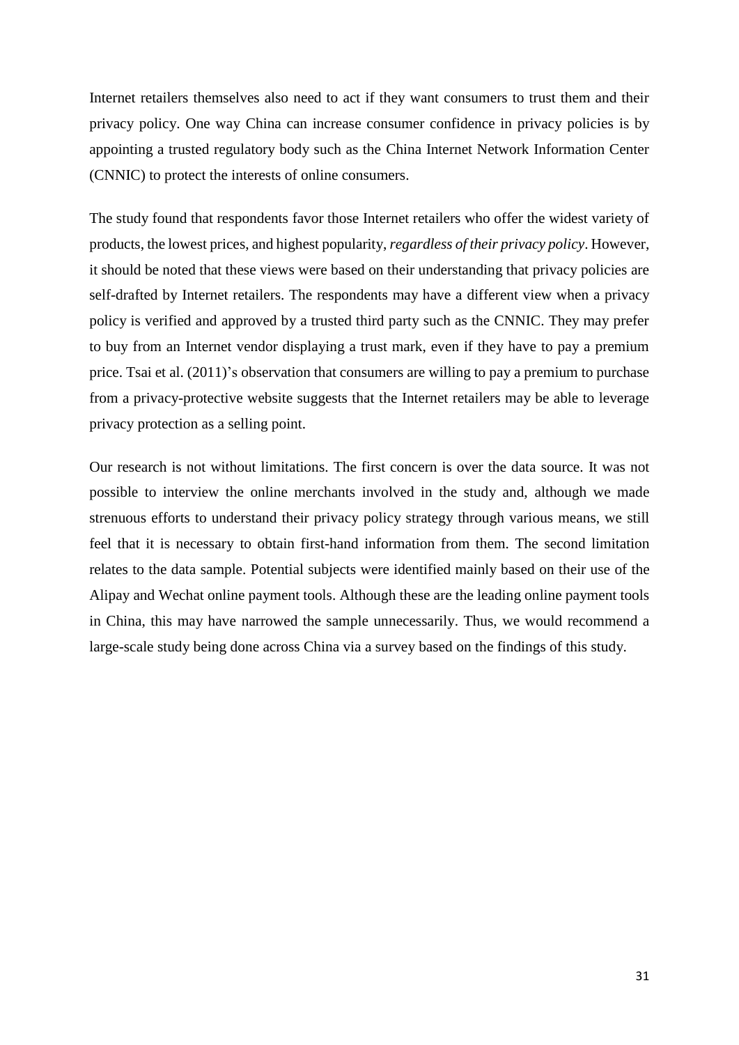Internet retailers themselves also need to act if they want consumers to trust them and their privacy policy. One way China can increase consumer confidence in privacy policies is by appointing a trusted regulatory body such as the China Internet Network Information Center (CNNIC) to protect the interests of online consumers.

The study found that respondents favor those Internet retailers who offer the widest variety of products, the lowest prices, and highest popularity, *regardless of their privacy policy*. However, it should be noted that these views were based on their understanding that privacy policies are self-drafted by Internet retailers. The respondents may have a different view when a privacy policy is verified and approved by a trusted third party such as the CNNIC. They may prefer to buy from an Internet vendor displaying a trust mark, even if they have to pay a premium price. Tsai et al. (2011)'s observation that consumers are willing to pay a premium to purchase from a privacy-protective website suggests that the Internet retailers may be able to leverage privacy protection as a selling point.

Our research is not without limitations. The first concern is over the data source. It was not possible to interview the online merchants involved in the study and, although we made strenuous efforts to understand their privacy policy strategy through various means, we still feel that it is necessary to obtain first-hand information from them. The second limitation relates to the data sample. Potential subjects were identified mainly based on their use of the Alipay and Wechat online payment tools. Although these are the leading online payment tools in China, this may have narrowed the sample unnecessarily. Thus, we would recommend a large-scale study being done across China via a survey based on the findings of this study.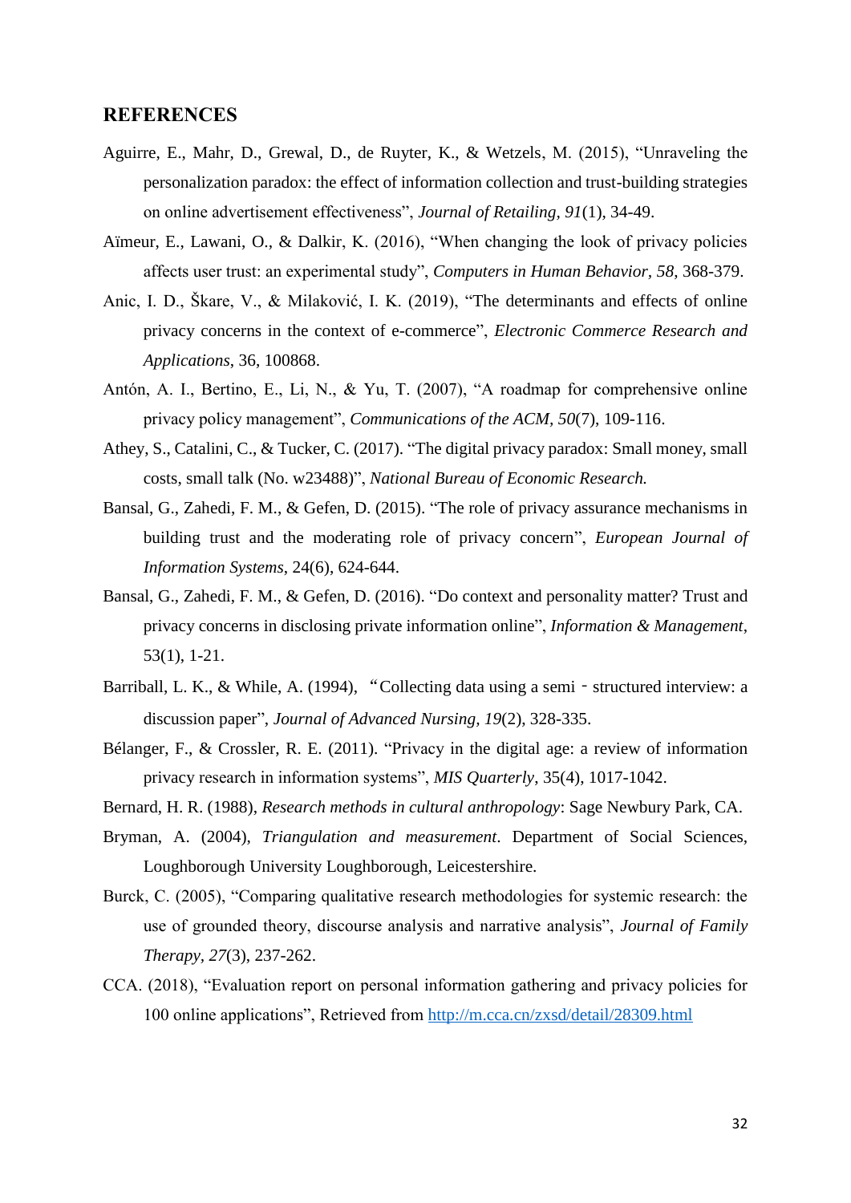## REFERENCES

Aguirre, E., Mahr, D., Grewal, D., de Ruyter, K., & Wetzels, M. (2015), "Unraveling the personalization paradox: the effect of information collection and trust-building strategies on online advertisement effectiveness", *Journal of Retailing, 91*(1), 34-49.

Aïmeur, E., Lawani, O., & Dalkir, K. (2016), "When changing the look of privacy policies affects user trust: an experimental study", *Computers in Human Behavior, 58*, 368-379.

Anic, I. D., Škare, V., & Milaković, I. K. (2019), "The determinants and effects of online privacy concerns in the context of e-commerce", *Electronic Commerce Research and Applications*, 36, 100868.

Antón, A. I., Bertino, E., Li, N., & Yu, T. (2007), "A roadmap for comprehensive online privacy policy management", *Communications of the ACM, 50*(7), 109-116.

Athey, S., Catalini, C., & Tucker, C. (2017). "The digital privacy paradox: Small money, small costs, small talk (No. w23488)", *National Bureau of Economic Research.*

Bansal, G., Zahedi, F. M., & Gefen, D. (2015). "The role of privacy assurance mechanisms in building trust and the moderating role of privacy concern", *European Journal of Information Systems*, 24(6), 624-644.

Bansal, G., Zahedi, F. M., & Gefen, D. (2016). "Do context and personality matter? Trust and privacy concerns in disclosing private information online", *Information & Management*, 53(1), 1-21.

Barriball, L. K., & While, A. (1994), "Collecting data using a semi - structured interview: a discussion paper", *Journal of Advanced Nursing, 19*(2), 328-335.

Bélanger, F., & Crossler, R. E. (2011). "Privacy in the digital age: a review of information privacy research in information systems", *MIS Quarterly*, 35(4), 1017-1042.

Bernard, H. R. (1988), *Research methods in cultural anthropology*: Sage Newbury Park, CA.

Bryman, A. (2004), *Triangulation and measurement*. Department of Social Sciences, Loughborough University Loughborough, Leicestershire.

Burck, C. (2005), "Comparing qualitative research methodologies for systemic research: the use of grounded theory, discourse analysis and narrative analysis", *Journal of Family Therapy, 27*(3), 237-262.

CCA. (2018), "Evaluation report on personal information gathering and privacy policies for 100 online applications", Retrieved from http://m.cca.cn/zxsd/detail/28309.html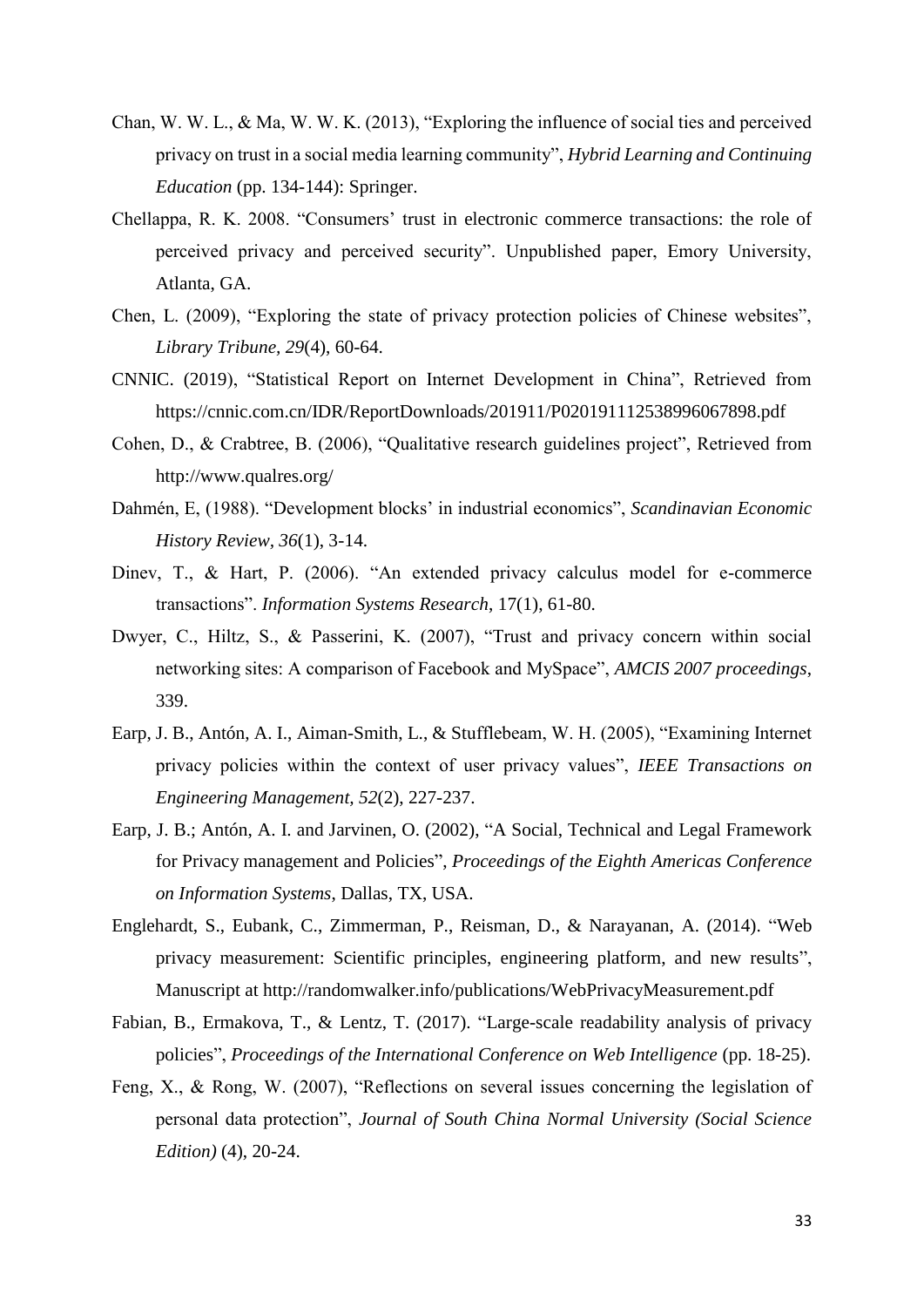Chan, W. W. L., & Ma, W. W. K. (2013), "Exploring the influence of social ties and perceived privacy on trust in a social media learning community", *Hybrid Learning and Continuing Education* (pp. 134-144): Springer.

Chellappa, R. K. 2008. "Consumers' trust in electronic commerce transactions: the role of perceived privacy and perceived security". Unpublished paper, Emory University, Atlanta, GA.

Chen, L. (2009), "Exploring the state of privacy protection policies of Chinese websites", *Library Tribune, 29*(4), 60-64.

CNNIC. (2019), "Statistical Report on Internet Development in China", Retrieved from https://cnnic.com.cn/IDR/ReportDownloads/201911/P020191112538996067898.pdf

Cohen, D., & Crabtree, B. (2006), "Qualitative research guidelines project", Retrieved from http://www.qualres.org/

Dahmén, E, (1988). "Development blocks' in industrial economics", *Scandinavian Economic History Review, 36*(1), 3-14.

Dinev, T., & Hart, P. (2006). "An extended privacy calculus model for e-commerce transactions". *Information Systems Research*, 17(1), 61-80.

Dwyer, C., Hiltz, S., & Passerini, K. (2007), "Trust and privacy concern within social networking sites: A comparison of Facebook and MySpace", *AMCIS 2007 proceedings*, 339.

Earp, J. B., Antón, A. I., Aiman-Smith, L., & Stufflebeam, W. H. (2005), "Examining Internet privacy policies within the context of user privacy values", *IEEE Transactions on Engineering Management, 52*(2), 227-237.

Earp, J. B.; Antón, A. I. and Jarvinen, O. (2002), "A Social, Technical and Legal Framework for Privacy management and Policies", *Proceedings of the Eighth Americas Conference on Information Systems*, Dallas, TX, USA.

Englehardt, S., Eubank, C., Zimmerman, P., Reisman, D., & Narayanan, A. (2014). "Web privacy measurement: Scientific principles, engineering platform, and new results", Manuscript at http://randomwalker.info/publications/WebPrivacyMeasurement.pdf

Fabian, B., Ermakova, T., & Lentz, T. (2017). "Large-scale readability analysis of privacy policies", *Proceedings of the International Conference on Web Intelligence* (pp. 18-25).

Feng, X., & Rong, W. (2007), "Reflections on several issues concerning the legislation of personal data protection", *Journal of South China Normal University (Social Science Edition)* (4), 20-24.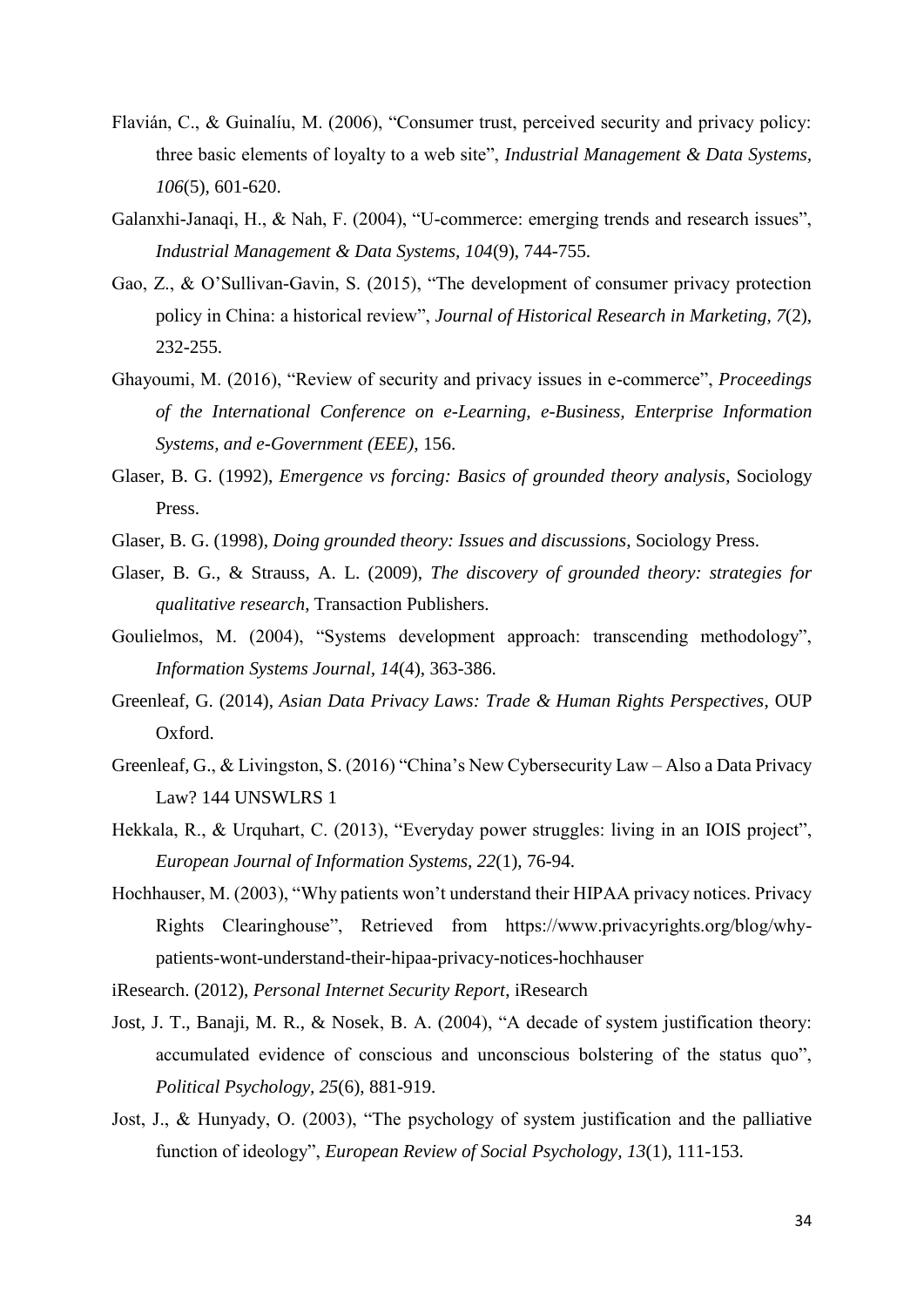Flavián, C., & Guinalíu, M. (2006), "Consumer trust, perceived security and privacy policy: three basic elements of loyalty to a web site", *Industrial Management & Data Systems, 106*(5), 601-620.

Galanxhi-Janaqi, H., & Nah, F. (2004), "U-commerce: emerging trends and research issues", *Industrial Management & Data Systems, 104*(9), 744-755.

Gao, Z., & O'Sullivan-Gavin, S. (2015), "The development of consumer privacy protection policy in China: a historical review", *Journal of Historical Research in Marketing, 7*(2), 232-255.

Ghayoumi, M. (2016), "Review of security and privacy issues in e-commerce", *Proceedings of the International Conference on e-Learning, e-Business, Enterprise Information Systems, and e-Government (EEE)*, 156.

Glaser, B. G. (1992), *Emergence vs forcing: Basics of grounded theory analysis*, Sociology Press.

Glaser, B. G. (1998), *Doing grounded theory: Issues and discussions*, Sociology Press.

Glaser, B. G., & Strauss, A. L. (2009), *The discovery of grounded theory: strategies for qualitative research*, Transaction Publishers.

Goulielmos, M. (2004), "Systems development approach: transcending methodology", *Information Systems Journal, 14*(4), 363-386.

Greenleaf, G. (2014), *Asian Data Privacy Laws: Trade & Human Rights Perspectives*, OUP Oxford.

Greenleaf, G., & Livingston, S. (2016) "China's New Cybersecurity Law – Also a Data Privacy Law? 144 UNSWLRS 1

Hekkala, R., & Urquhart, C. (2013), "Everyday power struggles: living in an IOIS project", *European Journal of Information Systems, 22*(1), 76-94.

Hochhauser, M. (2003), "Why patients won't understand their HIPAA privacy notices. Privacy Rights Clearinghouse", Retrieved from https://www.privacyrights.org/blog/why-patients-wont-understand-their-hipaa-privacy-notices-hochhauser

iResearch. (2012), *Personal Internet Security Report*, iResearch

Jost, J. T., Banaji, M. R., & Nosek, B. A. (2004), "A decade of system justification theory: accumulated evidence of conscious and unconscious bolstering of the status quo", *Political Psychology, 25*(6), 881-919.

Jost, J., & Hunyady, O. (2003), "The psychology of system justification and the palliative function of ideology", *European Review of Social Psychology, 13*(1), 111-153.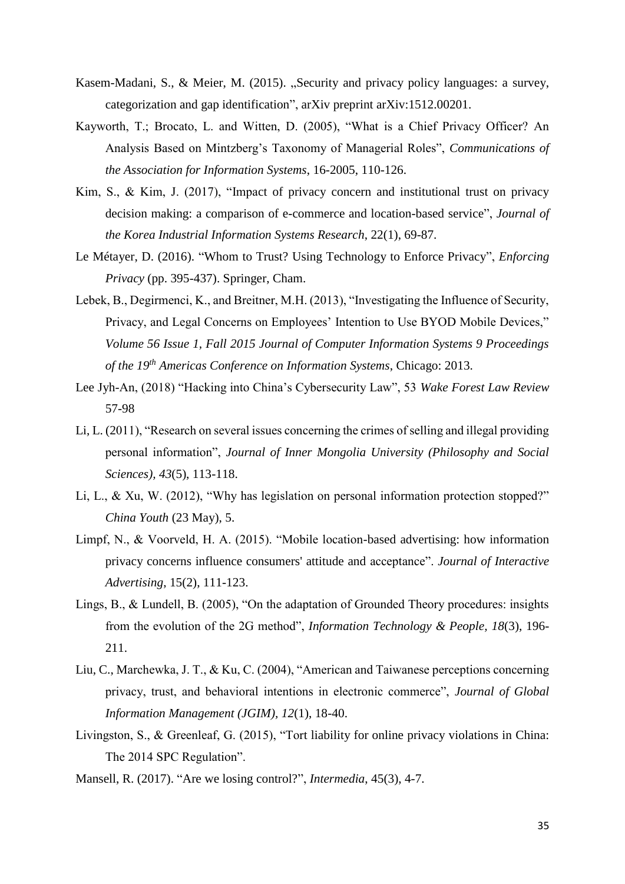Kasem-Madani, S., & Meier, M. (2015). „Security and privacy policy languages: a survey, categorization and gap identification", arXiv preprint arXiv:1512.00201.

Kayworth, T.; Brocato, L. and Witten, D. (2005), "What is a Chief Privacy Officer? An Analysis Based on Mintzberg's Taxonomy of Managerial Roles", *Communications of the Association for Information Systems*, 16-2005, 110-126.

Kim, S., & Kim, J. (2017), "Impact of privacy concern and institutional trust on privacy decision making: a comparison of e-commerce and location-based service", *Journal of the Korea Industrial Information Systems Research*, 22(1), 69-87.

Le Métayer, D. (2016). "Whom to Trust? Using Technology to Enforce Privacy", *Enforcing Privacy* (pp. 395-437). Springer, Cham.

Lebek, B., Degirmenci, K., and Breitner, M.H. (2013), "Investigating the Influence of Security, Privacy, and Legal Concerns on Employees' Intention to Use BYOD Mobile Devices," *Volume 56 Issue 1, Fall 2015 Journal of Computer Information Systems 9 Proceedings of the 19th Americas Conference on Information Systems*, Chicago: 2013.

Lee Jyh-An, (2018) "Hacking into China's Cybersecurity Law", 53 *Wake Forest Law Review* 57-98

Li, L. (2011), "Research on several issues concerning the crimes of selling and illegal providing personal information", *Journal of Inner Mongolia University (Philosophy and Social Sciences), 43*(5), 113-118.

Li, L., & Xu, W. (2012), "Why has legislation on personal information protection stopped?" *China Youth* (23 May), 5.

Limpf, N., & Voorveld, H. A. (2015). "Mobile location-based advertising: how information privacy concerns influence consumers' attitude and acceptance". *Journal of Interactive Advertising*, 15(2), 111-123.

Lings, B., & Lundell, B. (2005), "On the adaptation of Grounded Theory procedures: insights from the evolution of the 2G method", *Information Technology & People, 18*(3), 196-211.

Liu, C., Marchewka, J. T., & Ku, C. (2004), "American and Taiwanese perceptions concerning privacy, trust, and behavioral intentions in electronic commerce", *Journal of Global Information Management (JGIM), 12*(1), 18-40.

Livingston, S., & Greenleaf, G. (2015), "Tort liability for online privacy violations in China: The 2014 SPC Regulation".

Mansell, R. (2017). "Are we losing control?", *Intermedia*, 45(3), 4-7.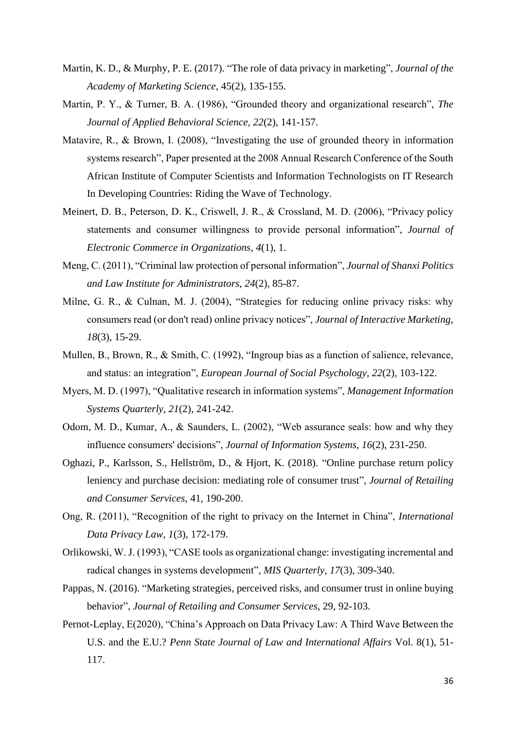Martin, K. D., & Murphy, P. E. (2017). “The role of data privacy in marketing”, *Journal of the Academy of Marketing Science*, 45(2), 135-155.

Martin, P. Y., & Turner, B. A. (1986), “Grounded theory and organizational research”, *The Journal of Applied Behavioral Science, 22*(2), 141-157.

Matavire, R., & Brown, I. (2008), “Investigating the use of grounded theory in information systems research”, Paper presented at the 2008 Annual Research Conference of the South African Institute of Computer Scientists and Information Technologists on IT Research In Developing Countries: Riding the Wave of Technology.

Meinert, D. B., Peterson, D. K., Criswell, J. R., & Crossland, M. D. (2006), “Privacy policy statements and consumer willingness to provide personal information”, *Journal of Electronic Commerce in Organizations, 4*(1), 1.

Meng, C. (2011), “Criminal law protection of personal information”, *Journal of Shanxi Politics and Law Institute for Administrators, 24*(2), 85-87.

Milne, G. R., & Culnan, M. J. (2004), “Strategies for reducing online privacy risks: why consumers read (or don't read) online privacy notices”, *Journal of Interactive Marketing, 18*(3), 15-29.

Mullen, B., Brown, R., & Smith, C. (1992), “Ingroup bias as a function of salience, relevance, and status: an integration”, *European Journal of Social Psychology, 22*(2), 103-122.

Myers, M. D. (1997), “Qualitative research in information systems”, *Management Information Systems Quarterly, 21*(2), 241-242.

Odom, M. D., Kumar, A., & Saunders, L. (2002), “Web assurance seals: how and why they influence consumers' decisions”, *Journal of Information Systems, 16*(2), 231-250.

Oghazi, P., Karlsson, S., Hellström, D., & Hjort, K. (2018). “Online purchase return policy leniency and purchase decision: mediating role of consumer trust”, *Journal of Retailing and Consumer Services*, 41, 190-200.

Ong, R. (2011), “Recognition of the right to privacy on the Internet in China”, *International Data Privacy Law, 1*(3), 172-179.

Orlikowski, W. J. (1993), “CASE tools as organizational change: investigating incremental and radical changes in systems development”, *MIS Quarterly, 17*(3), 309-340.

Pappas, N. (2016). “Marketing strategies, perceived risks, and consumer trust in online buying behavior”, *Journal of Retailing and Consumer Services*, 29, 92-103.

Pernot-Leplay, E(2020), “China’s Approach on Data Privacy Law: A Third Wave Between the U.S. and the E.U.? *Penn State Journal of Law and International Affairs* Vol. 8(1), 51-117.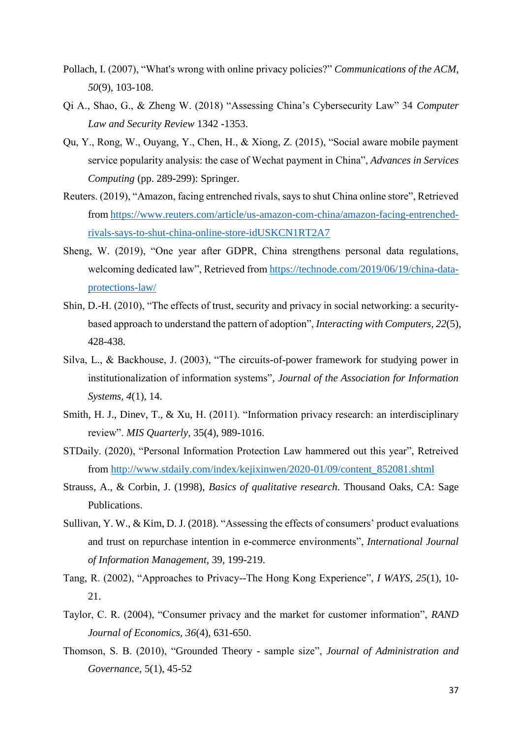Pollach, I. (2007), "What's wrong with online privacy policies?" *Communications of the ACM, 50*(9), 103-108.

Qi A., Shao, G., & Zheng W. (2018) "Assessing China's Cybersecurity Law" 34 *Computer Law and Security Review* 1342 -1353.

Qu, Y., Rong, W., Ouyang, Y., Chen, H., & Xiong, Z. (2015), "Social aware mobile payment service popularity analysis: the case of Wechat payment in China", *Advances in Services Computing* (pp. 289-299): Springer.

Reuters. (2019), "Amazon, facing entrenched rivals, says to shut China online store", Retrieved from https://www.reuters.com/article/us-amazon-com-china/amazon-facing-entrenched-rivals-says-to-shut-china-online-store-idUSKCN1RT2A7

Sheng, W. (2019), "One year after GDPR, China strengthens personal data regulations, welcoming dedicated law", Retrieved from https://technode.com/2019/06/19/china-data-protections-law/

Shin, D.-H. (2010), "The effects of trust, security and privacy in social networking: a security-based approach to understand the pattern of adoption", *Interacting with Computers, 22*(5), 428-438.

Silva, L., & Backhouse, J. (2003), "The circuits-of-power framework for studying power in institutionalization of information systems", *Journal of the Association for Information Systems, 4*(1), 14.

Smith, H. J., Dinev, T., & Xu, H. (2011). "Information privacy research: an interdisciplinary review". *MIS Quarterly,* 35(4), 989-1016.

STDaily. (2020), "Personal Information Protection Law hammered out this year", Retreived from http://www.stdaily.com/index/kejixinwen/2020-01/09/content_852081.shtml

Strauss, A., & Corbin, J. (1998), *Basics of qualitative research*. Thousand Oaks, CA: Sage Publications.

Sullivan, Y. W., & Kim, D. J. (2018). "Assessing the effects of consumers' product evaluations and trust on repurchase intention in e-commerce environments", *International Journal of Information Management*, 39, 199-219.

Tang, R. (2002), "Approaches to Privacy--The Hong Kong Experience", *I WAYS, 25*(1), 10-21.

Taylor, C. R. (2004), "Consumer privacy and the market for customer information", *RAND Journal of Economics, 36*(4), 631-650.

Thomson, S. B. (2010), "Grounded Theory - sample size", *Journal of Administration and Governance,* 5(1), 45-52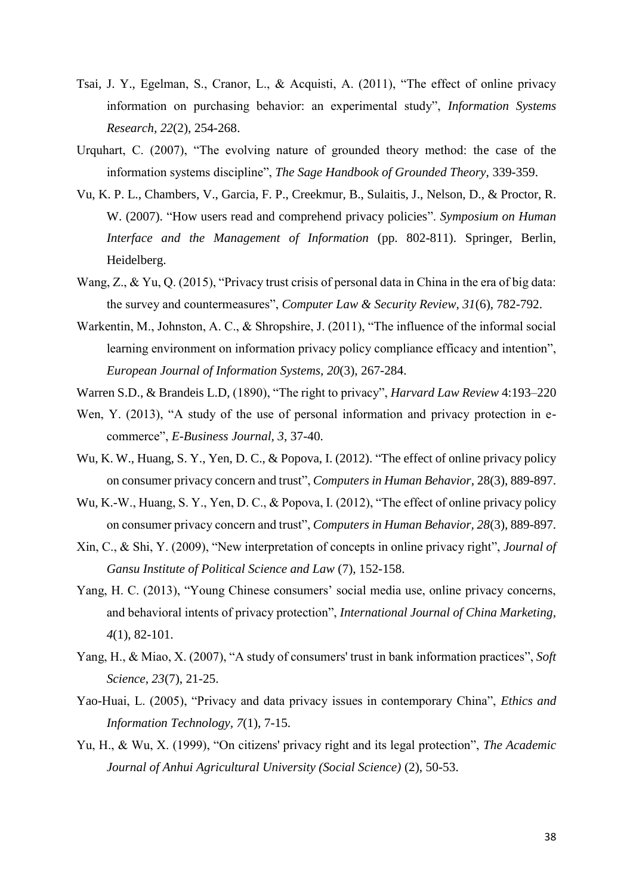Tsai, J. Y., Egelman, S., Cranor, L., & Acquisti, A. (2011), "The effect of online privacy information on purchasing behavior: an experimental study", *Information Systems Research, 22*(2), 254-268.

Urquhart, C. (2007), "The evolving nature of grounded theory method: the case of the information systems discipline", *The Sage Handbook of Grounded Theory*, 339-359.

Vu, K. P. L., Chambers, V., Garcia, F. P., Creekmur, B., Sulaitis, J., Nelson, D., & Proctor, R. W. (2007). "How users read and comprehend privacy policies". *Symposium on Human Interface and the Management of Information* (pp. 802-811). Springer, Berlin, Heidelberg.

Wang, Z., & Yu, Q. (2015), "Privacy trust crisis of personal data in China in the era of big data: the survey and countermeasures", *Computer Law & Security Review, 31*(6), 782-792.

Warkentin, M., Johnston, A. C., & Shropshire, J. (2011), "The influence of the informal social learning environment on information privacy policy compliance efficacy and intention", *European Journal of Information Systems, 20*(3), 267-284.

Warren S.D., & Brandeis L.D, (1890), "The right to privacy", *Harvard Law Review* 4:193–220

Wen, Y. (2013), "A study of the use of personal information and privacy protection in e-commerce", *E-Business Journal, 3*, 37-40.

Wu, K. W., Huang, S. Y., Yen, D. C., & Popova, I. (2012). "The effect of online privacy policy on consumer privacy concern and trust", *Computers in Human Behavior*, 28(3), 889-897.

Wu, K.-W., Huang, S. Y., Yen, D. C., & Popova, I. (2012), "The effect of online privacy policy on consumer privacy concern and trust", *Computers in Human Behavior, 28*(3), 889-897.

Xin, C., & Shi, Y. (2009), "New interpretation of concepts in online privacy right", *Journal of Gansu Institute of Political Science and Law* (7), 152-158.

Yang, H. C. (2013), "Young Chinese consumers' social media use, online privacy concerns, and behavioral intents of privacy protection", *International Journal of China Marketing, 4*(1), 82-101.

Yang, H., & Miao, X. (2007), "A study of consumers' trust in bank information practices", *Soft Science, 23*(7), 21-25.

Yao-Huai, L. (2005), "Privacy and data privacy issues in contemporary China", *Ethics and Information Technology, 7*(1), 7-15.

Yu, H., & Wu, X. (1999), "On citizens' privacy right and its legal protection", *The Academic Journal of Anhui Agricultural University (Social Science)* (2), 50-53.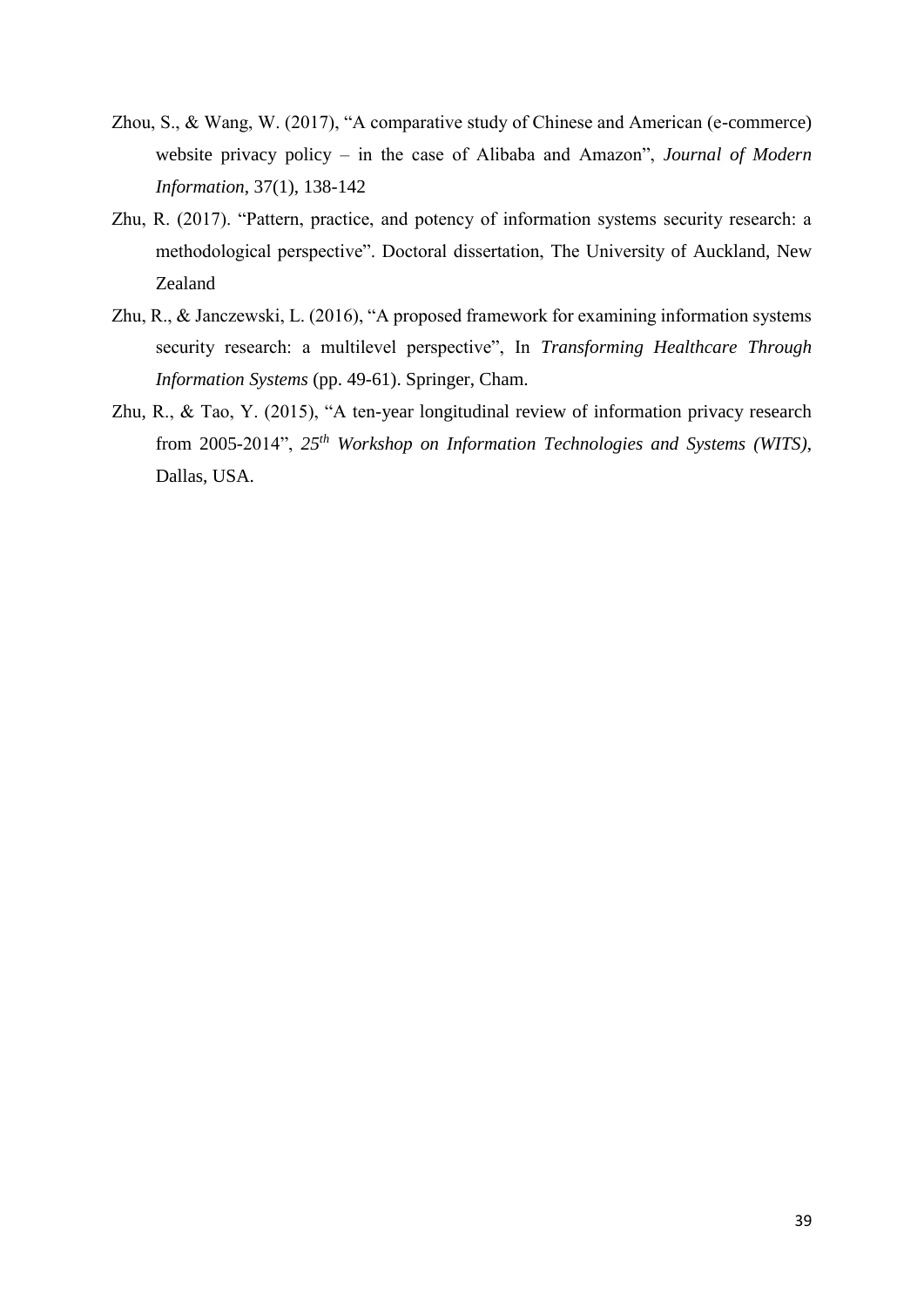Zhou, S., & Wang, W. (2017), "A comparative study of Chinese and American (e-commerce) website privacy policy – in the case of Alibaba and Amazon", *Journal of Modern Information*, 37(1), 138-142

Zhu, R. (2017). "Pattern, practice, and potency of information systems security research: a methodological perspective". Doctoral dissertation, The University of Auckland, New Zealand

Zhu, R., & Janczewski, L. (2016), "A proposed framework for examining information systems security research: a multilevel perspective", In *Transforming Healthcare Through Information Systems* (pp. 49-61). Springer, Cham.

Zhu, R., & Tao, Y. (2015), "A ten-year longitudinal review of information privacy research from 2005-2014", *25th Workshop on Information Technologies and Systems (WITS)*, Dallas, USA.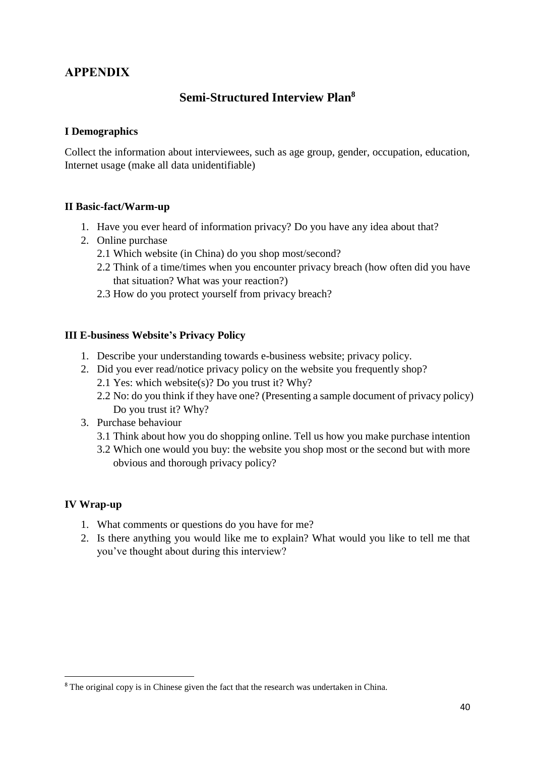# APPENDIX

## Semi-Structured Interview Plan[8]

### I Demographics

Collect the information about interviewees, such as age group, gender, occupation, education, Internet usage (make all data unidentifiable)

### II Basic-fact/Warm-up

1. Have you ever heard of information privacy? Do you have any idea about that?
2. Online purchase
   2.1 Which website (in China) do you shop most/second?
   2.2 Think of a time/times when you encounter privacy breach (how often did you have that situation? What was your reaction?)
   2.3 How do you protect yourself from privacy breach?

### III E-business Website's Privacy Policy

1. Describe your understanding towards e-business website; privacy policy.
2. Did you ever read/notice privacy policy on the website you frequently shop?
   2.1 Yes: which website(s)? Do you trust it? Why?
   2.2 No: do you think if they have one? (Presenting a sample document of privacy policy) Do you trust it? Why?
3. Purchase behaviour
   3.1 Think about how you do shopping online. Tell us how you make purchase intention
   3.2 Which one would you buy: the website you shop most or the second but with more obvious and thorough privacy policy?

### IV Wrap-up

1. What comments or questions do you have for me?
2. Is there anything you would like me to explain? What would you like to tell me that you've thought about during this interview?

---

[8] The original copy is in Chinese given the fact that the research was undertaken in China.